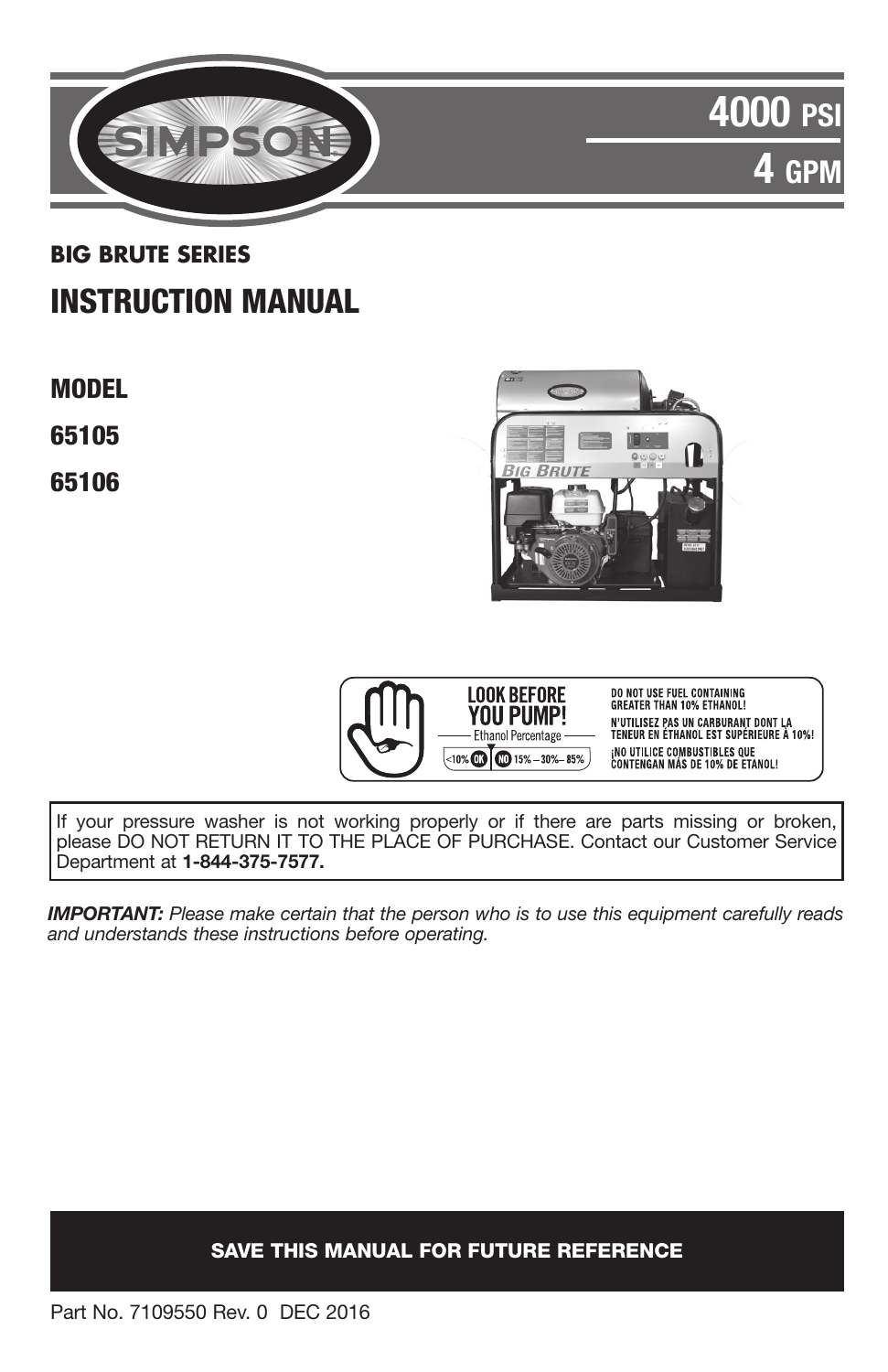SIMPSON

# 4000 PSI

# 4 GPM

**BIG BRUTE SERIES**

# INSTRUCTION MANUAL

**MODEL**

**65105**

**65106**

**LOOK BEFORE YOU PUMP!**

Ethanol Percentage

<10% OK | NO 15% – 30% – 85%

DO NOT USE FUEL CONTAINING GREATER THAN 10% ETHANOL!

N'UTILISEZ PAS UN CARBURANT DONT LA TENEUR EN ÉTHANOL EST SUPÉRIEURE À 10%!

¡NO UTILICE COMBUSTIBLES QUE CONTENGAN MÁS DE 10% DE ETANOL!

If your pressure washer is not working properly or if there are parts missing or broken, please DO NOT RETURN IT TO THE PLACE OF PURCHASE. Contact our Customer Service Department at **1-844-375-7577.**

***IMPORTANT:*** *Please make certain that the person who is to use this equipment carefully reads and understands these instructions before operating.*

**SAVE THIS MANUAL FOR FUTURE REFERENCE**

Part No. 7109550 Rev. 0 DEC 2016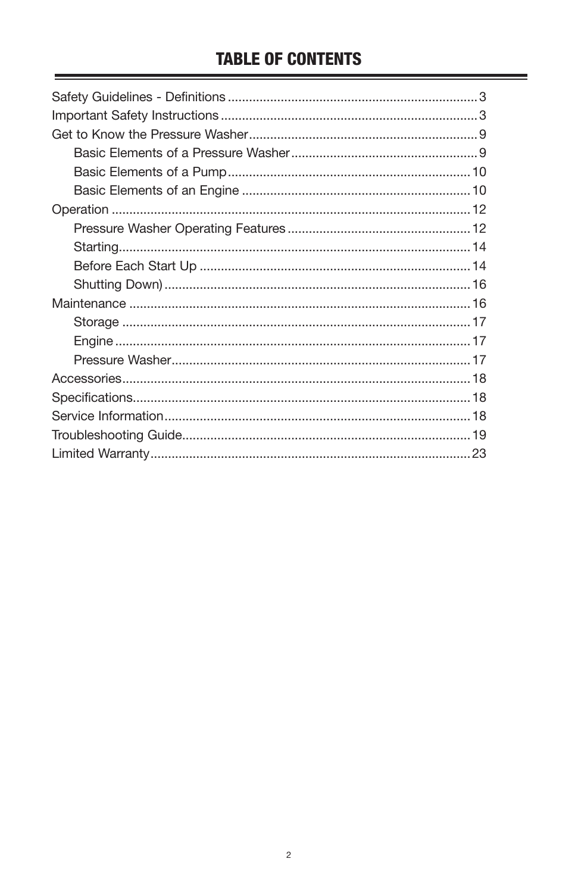# TABLE OF CONTENTS

Safety Guidelines - Definitions ........................................ 3
Important Safety Instructions ........................................ 3
Get to Know the Pressure Washer ........................................ 9
- Basic Elements of a Pressure Washer ........................................ 9
- Basic Elements of a Pump ........................................ 10
- Basic Elements of an Engine ........................................ 10

Operation ........................................ 12
- Pressure Washer Operating Features ........................................ 12
- Starting ........................................ 14
- Before Each Start Up ........................................ 14
- Shutting Down) ........................................ 16

Maintenance ........................................ 16
- Storage ........................................ 17
- Engine ........................................ 17
- Pressure Washer ........................................ 17

Accessories ........................................ 18
Specifications ........................................ 18
Service Information ........................................ 18
Troubleshooting Guide ........................................ 19
Limited Warranty ........................................ 23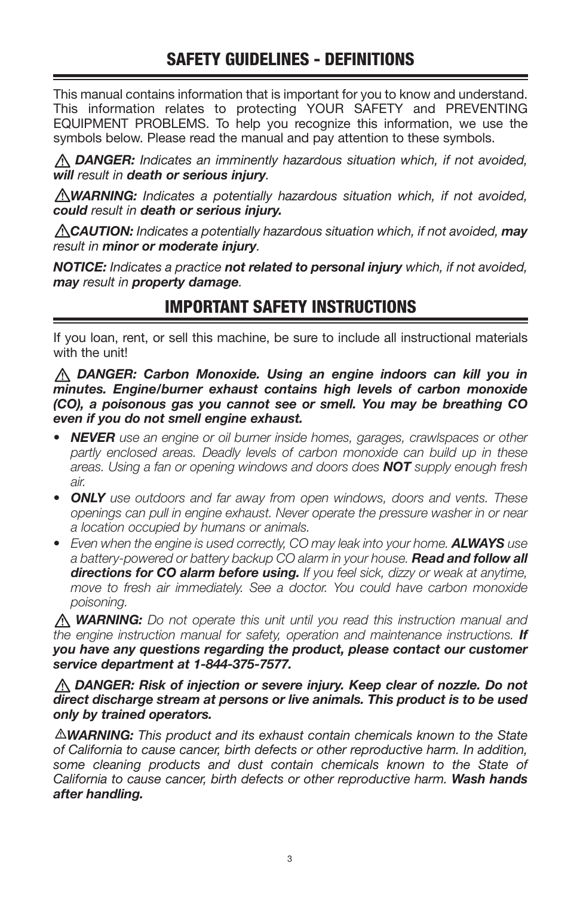## SAFETY GUIDELINES - DEFINITIONS

This manual contains information that is important for you to know and understand. This information relates to protecting YOUR SAFETY and PREVENTING EQUIPMENT PROBLEMS. To help you recognize this information, we use the symbols below. Please read the manual and pay attention to these symbols.

⚠ ***DANGER:*** *Indicates an imminently hazardous situation which, if not avoided,* ***will*** *result in* ***death or serious injury****.*

⚠***WARNING:*** *Indicates a potentially hazardous situation which, if not avoided,* ***could*** *result in* ***death or serious injury.***

⚠***CAUTION:*** *Indicates a potentially hazardous situation which, if not avoided,* ***may*** *result in* ***minor or moderate injury****.*

***NOTICE:*** *Indicates a practice* ***not related to personal injury*** *which, if not avoided,* ***may*** *result in* ***property damage****.*

## IMPORTANT SAFETY INSTRUCTIONS

If you loan, rent, or sell this machine, be sure to include all instructional materials with the unit!

⚠ ***DANGER: Carbon Monoxide. Using an engine indoors can kill you in minutes. Engine/burner exhaust contains high levels of carbon monoxide (CO), a poisonous gas you cannot see or smell. You may be breathing CO even if you do not smell engine exhaust.***

- ***NEVER*** *use an engine or oil burner inside homes, garages, crawlspaces or other partly enclosed areas. Deadly levels of carbon monoxide can build up in these areas. Using a fan or opening windows and doors does* ***NOT*** *supply enough fresh air.*
- ***ONLY*** *use outdoors and far away from open windows, doors and vents. These openings can pull in engine exhaust. Never operate the pressure washer in or near a location occupied by humans or animals.*
- *Even when the engine is used correctly, CO may leak into your home.* ***ALWAYS*** *use a battery-powered or battery backup CO alarm in your house.* ***Read and follow all directions for CO alarm before using.*** *If you feel sick, dizzy or weak at anytime, move to fresh air immediately. See a doctor. You could have carbon monoxide poisoning.*

⚠ ***WARNING:*** *Do not operate this unit until you read this instruction manual and the engine instruction manual for safety, operation and maintenance instructions.* ***If you have any questions regarding the product, please contact our customer service department at 1-844-375-7577.***

⚠ ***DANGER: Risk of injection or severe injury. Keep clear of nozzle. Do not direct discharge stream at persons or live animals. This product is to be used only by trained operators.***

⚠***WARNING:*** *This product and its exhaust contain chemicals known to the State of California to cause cancer, birth defects or other reproductive harm. In addition, some cleaning products and dust contain chemicals known to the State of California to cause cancer, birth defects or other reproductive harm.* ***Wash hands after handling.***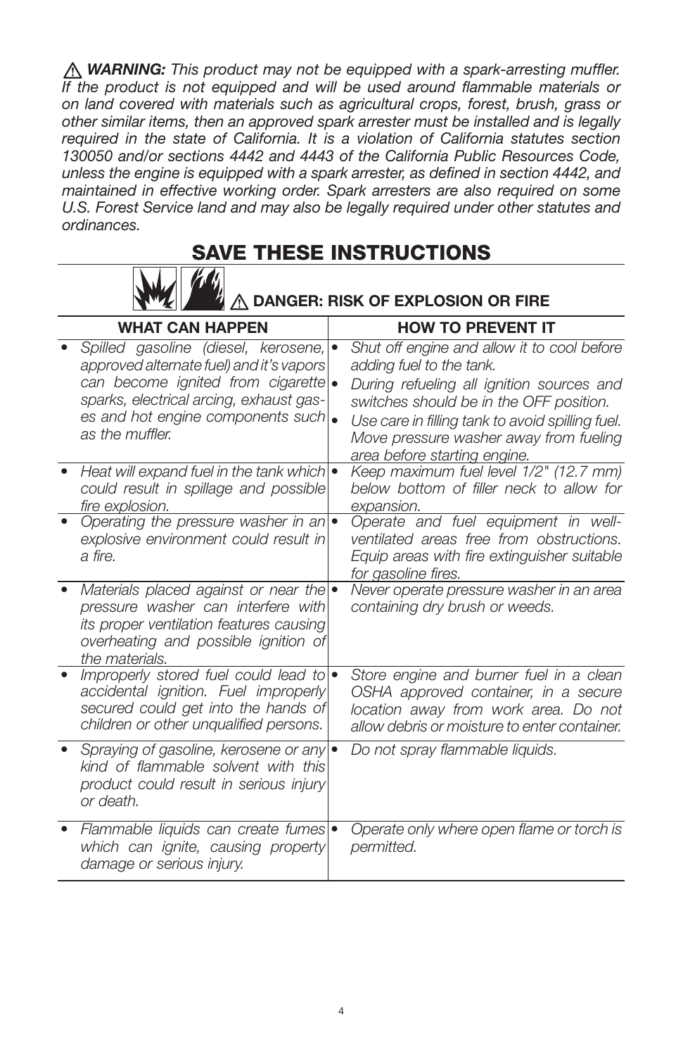⚠ ***WARNING:*** *This product may not be equipped with a spark-arresting muffler. If the product is not equipped and will be used around flammable materials or on land covered with materials such as agricultural crops, forest, brush, grass or other similar items, then an approved spark arrester must be installed and is legally required in the state of California. It is a violation of California statutes section 130050 and/or sections 4442 and 4443 of the California Public Resources Code, unless the engine is equipped with a spark arrester, as defined in section 4442, and maintained in effective working order. Spark arresters are also required on some U.S. Forest Service land and may also be legally required under other statutes and ordinances.*

# SAVE THESE INSTRUCTIONS

## ⚠ DANGER: RISK OF EXPLOSION OR FIRE

| WHAT CAN HAPPEN | HOW TO PREVENT IT |
|---|---|
| • *Spilled gasoline (diesel, kerosene, approved alternate fuel) and it's vapors can become ignited from cigarette sparks, electrical arcing, exhaust gases and hot engine components such as the muffler.* | • *Shut off engine and allow it to cool before adding fuel to the tank.* <br> • *During refueling all ignition sources and switches should be in the OFF position.* <br> • *Use care in filling tank to avoid spilling fuel. Move pressure washer away from fueling area before starting engine.* |
| • *Heat will expand fuel in the tank which could result in spillage and possible fire explosion.* | • *Keep maximum fuel level 1/2" (12.7 mm) below bottom of filler neck to allow for expansion.* |
| • *Operating the pressure washer in an explosive environment could result in a fire.* | • *Operate and fuel equipment in well-ventilated areas free from obstructions. Equip areas with fire extinguisher suitable for gasoline fires.* |
| • *Materials placed against or near the pressure washer can interfere with its proper ventilation features causing overheating and possible ignition of the materials.* | • *Never operate pressure washer in an area containing dry brush or weeds.* |
| • *Improperly stored fuel could lead to accidental ignition. Fuel improperly secured could get into the hands of children or other unqualified persons.* | • *Store engine and burner fuel in a clean OSHA approved container, in a secure location away from work area. Do not allow debris or moisture to enter container.* |
| • *Spraying of gasoline, kerosene or any kind of flammable solvent with this product could result in serious injury or death.* | • *Do not spray flammable liquids.* |
| • *Flammable liquids can create fumes which can ignite, causing property damage or serious injury.* | • *Operate only where open flame or torch is permitted.* |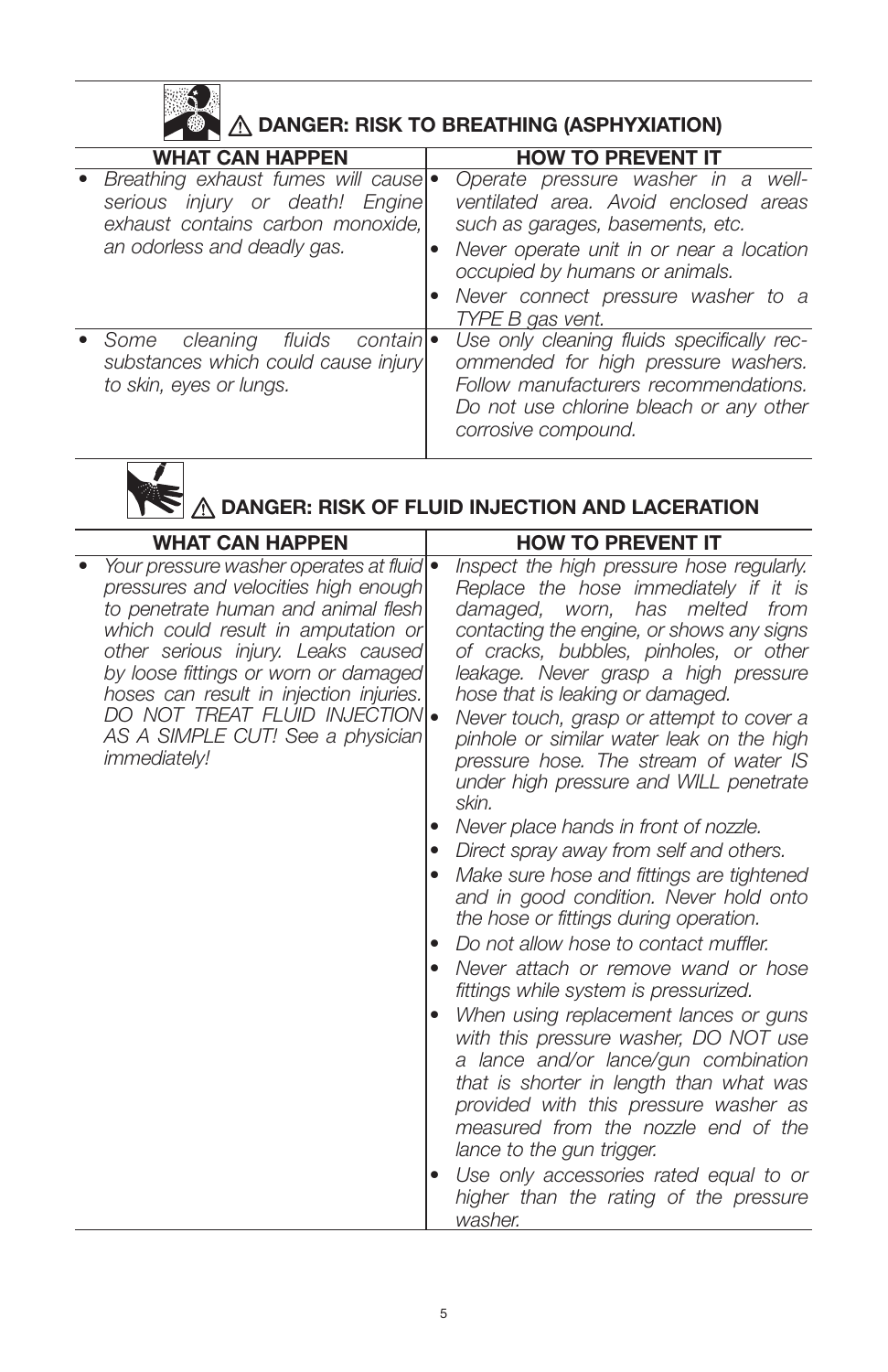## ⚠ DANGER: RISK TO BREATHING (ASPHYXIATION)

| WHAT CAN HAPPEN | HOW TO PREVENT IT |
| --- | --- |
| • *Breathing exhaust fumes will cause serious injury or death! Engine exhaust contains carbon monoxide, an odorless and deadly gas.* | • *Operate pressure washer in a well-ventilated area. Avoid enclosed areas such as garages, basements, etc.*<br>• *Never operate unit in or near a location occupied by humans or animals.*<br>• *Never connect pressure washer to a TYPE B gas vent.* |
| • *Some cleaning fluids contain substances which could cause injury to skin, eyes or lungs.* | • *Use only cleaning fluids specifically recommended for high pressure washers. Follow manufacturers recommendations. Do not use chlorine bleach or any other corrosive compound.* |

## ⚠ DANGER: RISK OF FLUID INJECTION AND LACERATION

| WHAT CAN HAPPEN | HOW TO PREVENT IT |
| --- | --- |
| • *Your pressure washer operates at fluid pressures and velocities high enough to penetrate human and animal flesh which could result in amputation or other serious injury. Leaks caused by loose fittings or worn or damaged hoses can result in injection injuries. DO NOT TREAT FLUID INJECTION AS A SIMPLE CUT! See a physician immediately!* | • *Inspect the high pressure hose regularly. Replace the hose immediately if it is damaged, worn, has melted from contacting the engine, or shows any signs of cracks, bubbles, pinholes, or other leakage. Never grasp a high pressure hose that is leaking or damaged.*<br>• *Never touch, grasp or attempt to cover a pinhole or similar water leak on the high pressure hose. The stream of water IS under high pressure and WILL penetrate skin.*<br>• *Never place hands in front of nozzle.*<br>• *Direct spray away from self and others.*<br>• *Make sure hose and fittings are tightened and in good condition. Never hold onto the hose or fittings during operation.*<br>• *Do not allow hose to contact muffler.*<br>• *Never attach or remove wand or hose fittings while system is pressurized.*<br>• *When using replacement lances or guns with this pressure washer, DO NOT use a lance and/or lance/gun combination that is shorter in length than what was provided with this pressure washer as measured from the nozzle end of the lance to the gun trigger.*<br>• *Use only accessories rated equal to or higher than the rating of the pressure washer.* |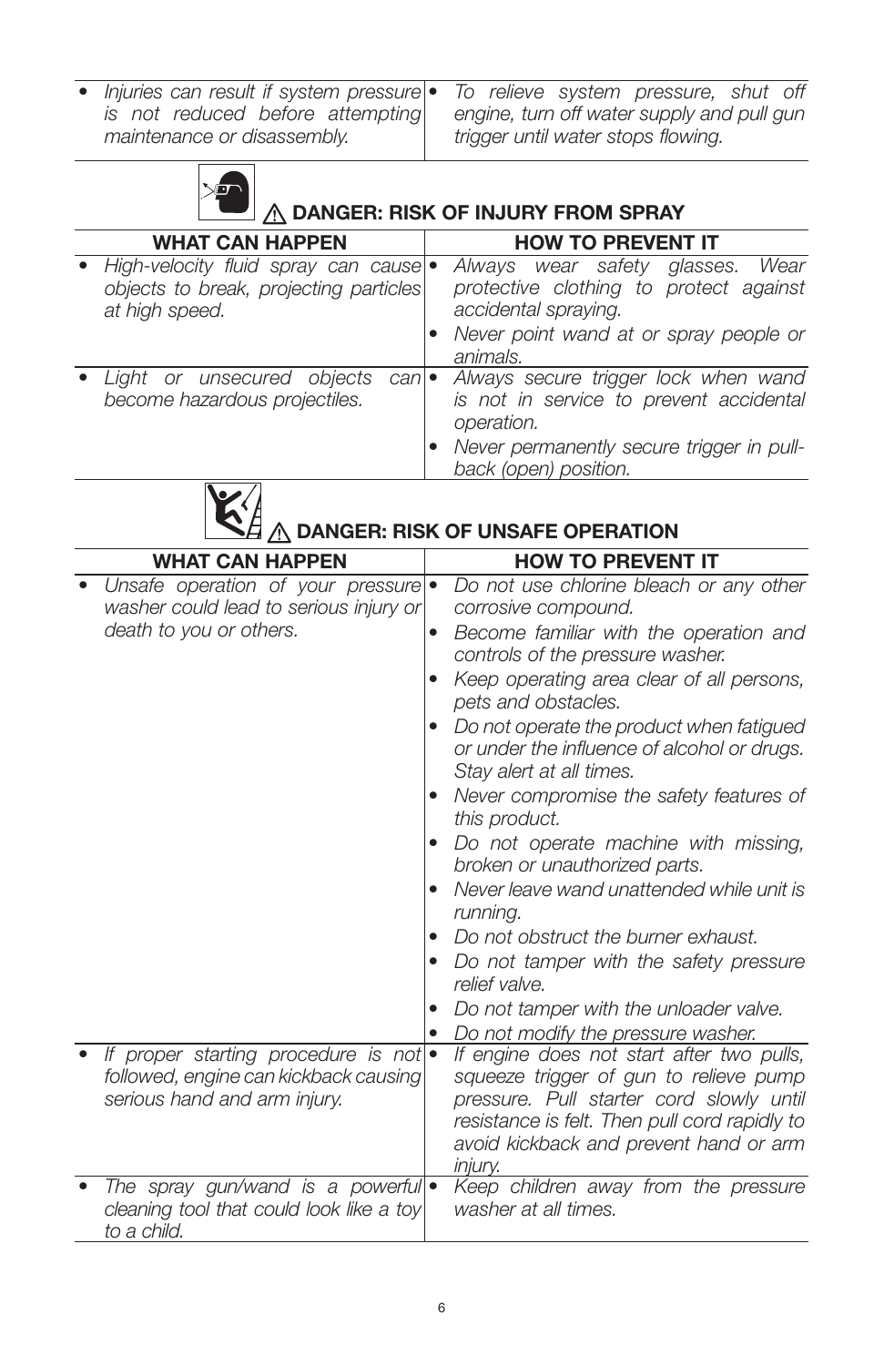| | |
|---|---|
| • *Injuries can result if system pressure is not reduced before attempting maintenance or disassembly.* | • *To relieve system pressure, shut off engine, turn off water supply and pull gun trigger until water stops flowing.* |

### ⚠ DANGER: RISK OF INJURY FROM SPRAY

| WHAT CAN HAPPEN | HOW TO PREVENT IT |
|---|---|
| • *High-velocity fluid spray can cause objects to break, projecting particles at high speed.* | • *Always wear safety glasses. Wear protective clothing to protect against accidental spraying.*<br>• *Never point wand at or spray people or animals.* |
| • *Light or unsecured objects can become hazardous projectiles.* | • *Always secure trigger lock when wand is not in service to prevent accidental operation.*<br>• *Never permanently secure trigger in pull-back (open) position.* |

### ⚠ DANGER: RISK OF UNSAFE OPERATION

| WHAT CAN HAPPEN | HOW TO PREVENT IT |
|---|---|
| • *Unsafe operation of your pressure washer could lead to serious injury or death to you or others.* | • *Do not use chlorine bleach or any other corrosive compound.*<br>• *Become familiar with the operation and controls of the pressure washer.*<br>• *Keep operating area clear of all persons, pets and obstacles.*<br>• *Do not operate the product when fatigued or under the influence of alcohol or drugs. Stay alert at all times.*<br>• *Never compromise the safety features of this product.*<br>• *Do not operate machine with missing, broken or unauthorized parts.*<br>• *Never leave wand unattended while unit is running.*<br>• *Do not obstruct the burner exhaust.*<br>• *Do not tamper with the safety pressure relief valve.*<br>• *Do not tamper with the unloader valve.*<br>• *Do not modify the pressure washer.* |
| • *If proper starting procedure is not followed, engine can kickback causing serious hand and arm injury.* | • *If engine does not start after two pulls, squeeze trigger of gun to relieve pump pressure. Pull starter cord slowly until resistance is felt. Then pull cord rapidly to avoid kickback and prevent hand or arm injury.* |
| • *The spray gun/wand is a powerful cleaning tool that could look like a toy to a child.* | • *Keep children away from the pressure washer at all times.* |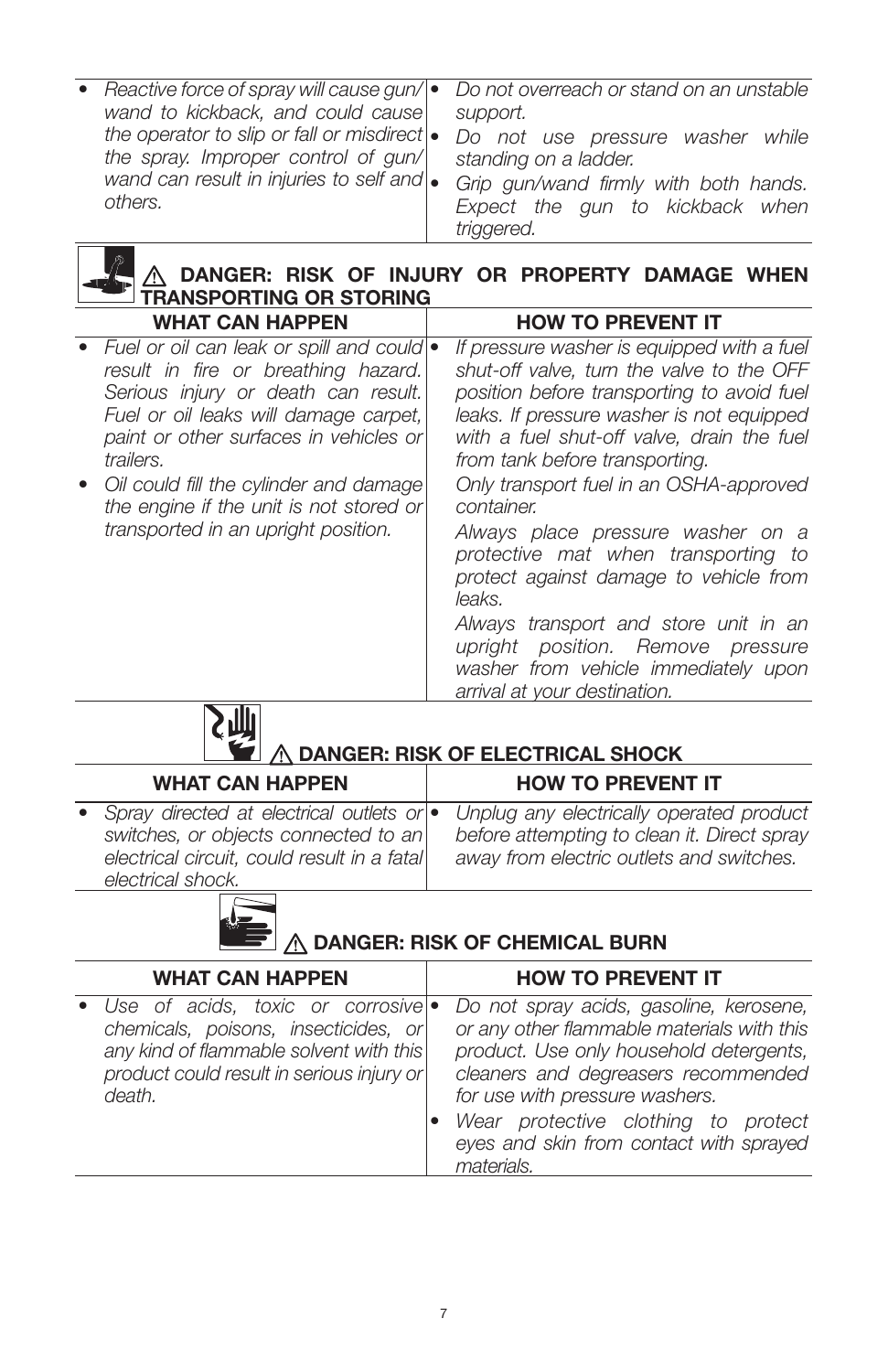| | |
|---|---|
| • *Reactive force of spray will cause gun/wand to kickback, and could cause the operator to slip or fall or misdirect the spray. Improper control of gun/wand can result in injuries to self and others.* | • *Do not overreach or stand on an unstable support.*<br>• *Do not use pressure washer while standing on a ladder.*<br>• *Grip gun/wand firmly with both hands. Expect the gun to kickback when triggered.* |

### ⚠ DANGER: RISK OF INJURY OR PROPERTY DAMAGE WHEN TRANSPORTING OR STORING

| WHAT CAN HAPPEN | HOW TO PREVENT IT |
|---|---|
| • *Fuel or oil can leak or spill and could result in fire or breathing hazard. Serious injury or death can result. Fuel or oil leaks will damage carpet, paint or other surfaces in vehicles or trailers.*<br>• *Oil could fill the cylinder and damage the engine if the unit is not stored or transported in an upright position.* | • *If pressure washer is equipped with a fuel shut-off valve, turn the valve to the OFF position before transporting to avoid fuel leaks. If pressure washer is not equipped with a fuel shut-off valve, drain the fuel from tank before transporting.*<br>*Only transport fuel in an OSHA-approved container.*<br>*Always place pressure washer on a protective mat when transporting to protect against damage to vehicle from leaks.*<br>*Always transport and store unit in an upright position. Remove pressure washer from vehicle immediately upon arrival at your destination.* |

### ⚠ DANGER: RISK OF ELECTRICAL SHOCK

| WHAT CAN HAPPEN | HOW TO PREVENT IT |
|---|---|
| • *Spray directed at electrical outlets or switches, or objects connected to an electrical circuit, could result in a fatal electrical shock.* | • *Unplug any electrically operated product before attempting to clean it. Direct spray away from electric outlets and switches.* |

### ⚠ DANGER: RISK OF CHEMICAL BURN

| WHAT CAN HAPPEN | HOW TO PREVENT IT |
|---|---|
| • *Use of acids, toxic or corrosive chemicals, poisons, insecticides, or any kind of flammable solvent with this product could result in serious injury or death.* | • *Do not spray acids, gasoline, kerosene, or any other flammable materials with this product. Use only household detergents, cleaners and degreasers recommended for use with pressure washers.*<br>• *Wear protective clothing to protect eyes and skin from contact with sprayed materials.* |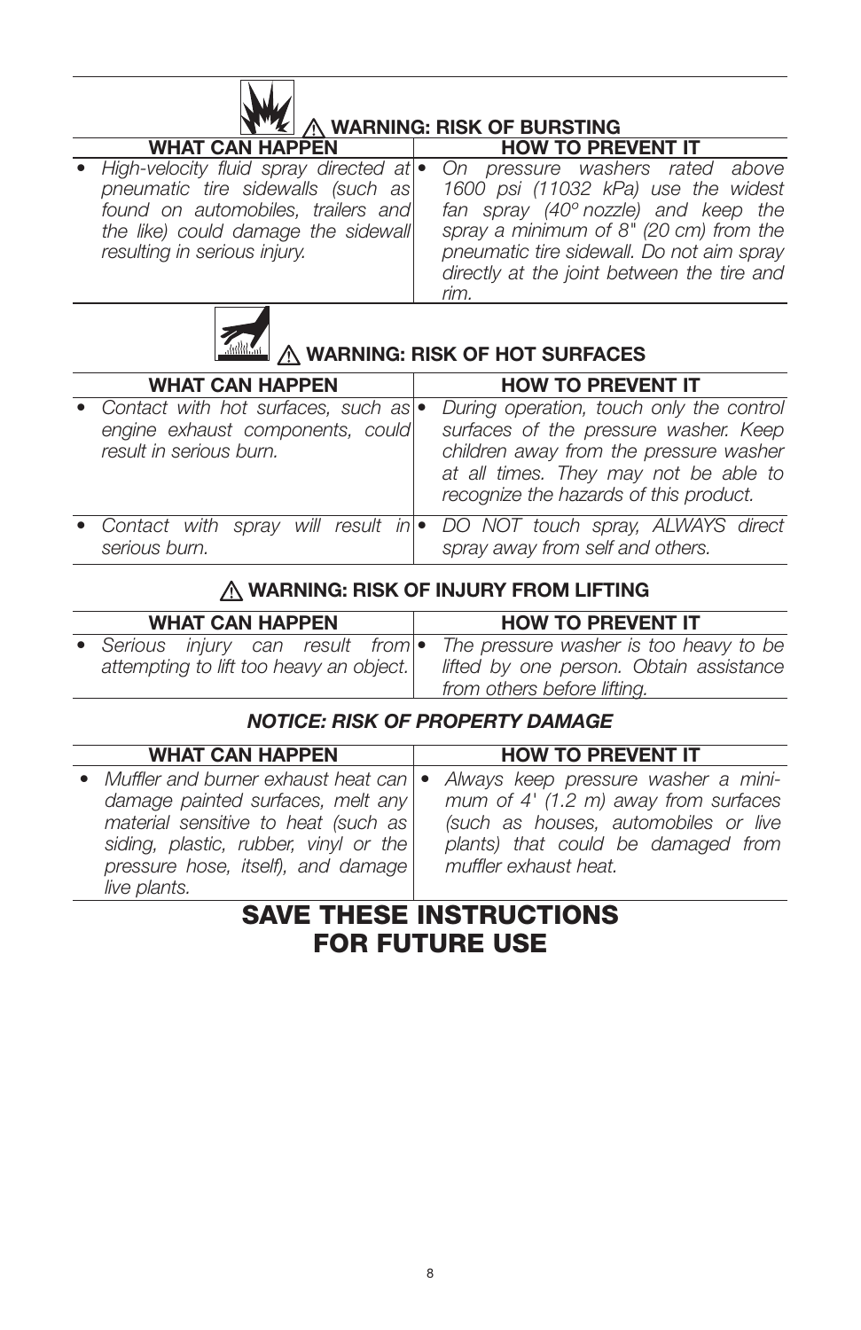### ⚠ WARNING: RISK OF BURSTING

| WHAT CAN HAPPEN | HOW TO PREVENT IT |
|---|---|
| • *High-velocity fluid spray directed at pneumatic tire sidewalls (such as found on automobiles, trailers and the like) could damage the sidewall resulting in serious injury.* | • *On pressure washers rated above 1600 psi (11032 kPa) use the widest fan spray (40º nozzle) and keep the spray a minimum of 8" (20 cm) from the pneumatic tire sidewall. Do not aim spray directly at the joint between the tire and rim.* |

### ⚠ WARNING: RISK OF HOT SURFACES

| WHAT CAN HAPPEN | HOW TO PREVENT IT |
|---|---|
| • *Contact with hot surfaces, such as engine exhaust components, could result in serious burn.* | • *During operation, touch only the control surfaces of the pressure washer. Keep children away from the pressure washer at all times. They may not be able to recognize the hazards of this product.* |
| • *Contact with spray will result in serious burn.* | • *DO NOT touch spray, ALWAYS direct spray away from self and others.* |

### ⚠ WARNING: RISK OF INJURY FROM LIFTING

| WHAT CAN HAPPEN | HOW TO PREVENT IT |
|---|---|
| • *Serious injury can result from attempting to lift too heavy an object.* | • *The pressure washer is too heavy to be lifted by one person. Obtain assistance from others before lifting.* |

### *NOTICE: RISK OF PROPERTY DAMAGE*

| WHAT CAN HAPPEN | HOW TO PREVENT IT |
|---|---|
| • *Muffler and burner exhaust heat can damage painted surfaces, melt any material sensitive to heat (such as siding, plastic, rubber, vinyl or the pressure hose, itself), and damage live plants.* | • *Always keep pressure washer a minimum of 4' (1.2 m) away from surfaces (such as houses, automobiles or live plants) that could be damaged from muffler exhaust heat.* |

# SAVE THESE INSTRUCTIONS FOR FUTURE USE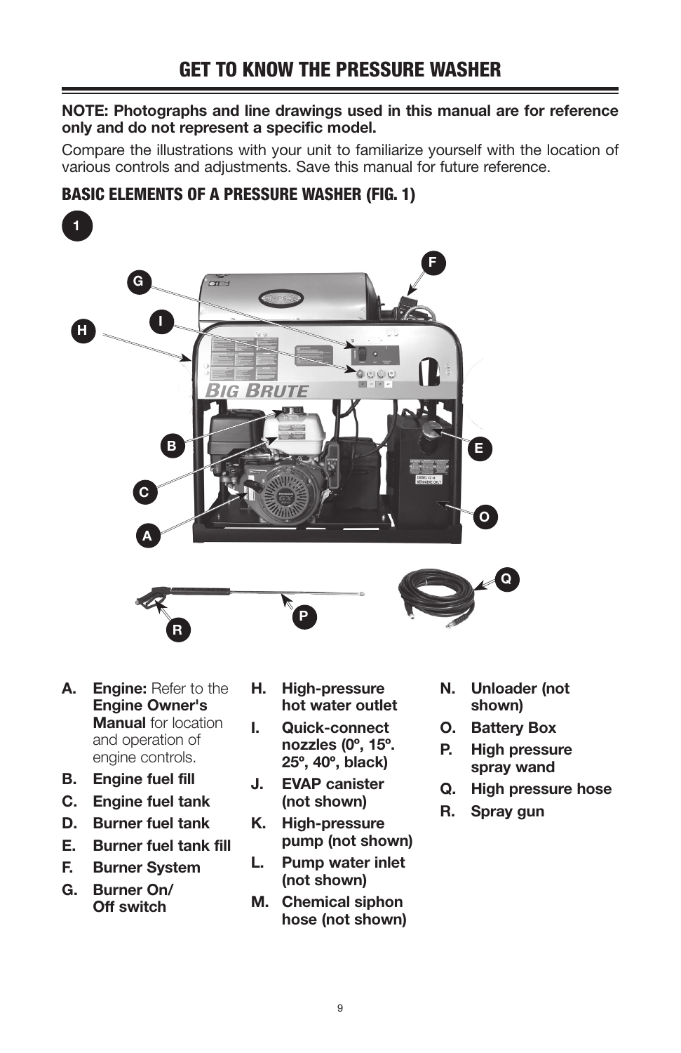# GET TO KNOW THE PRESSURE WASHER

**NOTE: Photographs and line drawings used in this manual are for reference only and do not represent a specific model.**

Compare the illustrations with your unit to familiarize yourself with the location of various controls and adjustments. Save this manual for future reference.

## BASIC ELEMENTS OF A PRESSURE WASHER (FIG. 1)

- **A. Engine:** Refer to the **Engine Owner's Manual** for location and operation of engine controls.
- **B. Engine fuel fill**
- **C. Engine fuel tank**
- **D. Burner fuel tank**
- **E. Burner fuel tank fill**
- **F. Burner System**
- **G. Burner On/ Off switch**
- **H. High-pressure hot water outlet**
- **I. Quick-connect nozzles (0º, 15º. 25º, 40º, black)**
- **J. EVAP canister (not shown)**
- **K. High-pressure pump (not shown)**
- **L. Pump water inlet (not shown)**
- **M. Chemical siphon hose (not shown)**
- **N. Unloader (not shown)**
- **O. Battery Box**
- **P. High pressure spray wand**
- **Q. High pressure hose**
- **R. Spray gun**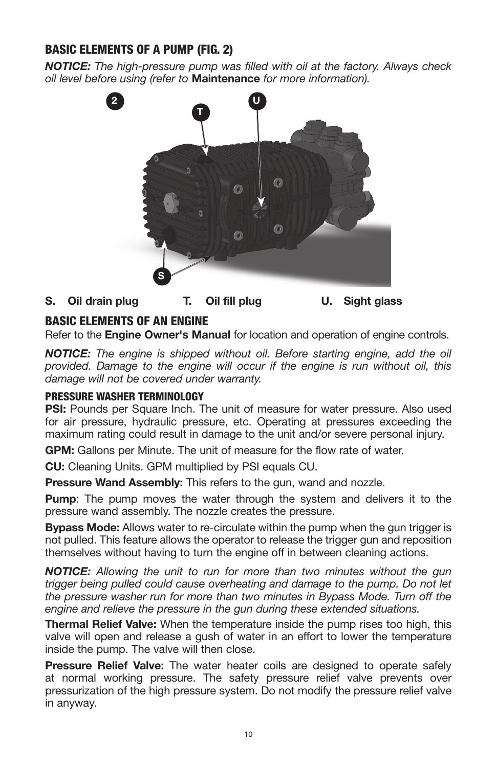## BASIC ELEMENTS OF A PUMP (FIG. 2)

***NOTICE:*** *The high-pressure pump was filled with oil at the factory. Always check oil level before using (refer to* **Maintenance** *for more information).*

**S. Oil drain plug** **T. Oil fill plug** **U. Sight glass**

## BASIC ELEMENTS OF AN ENGINE

Refer to the **Engine Owner's Manual** for location and operation of engine controls.

***NOTICE:*** *The engine is shipped without oil. Before starting engine, add the oil provided. Damage to the engine will occur if the engine is run without oil, this damage will not be covered under warranty.*

### PRESSURE WASHER TERMINOLOGY

**PSI:** Pounds per Square Inch. The unit of measure for water pressure. Also used for air pressure, hydraulic pressure, etc. Operating at pressures exceeding the maximum rating could result in damage to the unit and/or severe personal injury.

**GPM:** Gallons per Minute. The unit of measure for the flow rate of water.

**CU:** Cleaning Units. GPM multiplied by PSI equals CU.

**Pressure Wand Assembly:** This refers to the gun, wand and nozzle.

**Pump**: The pump moves the water through the system and delivers it to the pressure wand assembly. The nozzle creates the pressure.

**Bypass Mode:** Allows water to re-circulate within the pump when the gun trigger is not pulled. This feature allows the operator to release the trigger gun and reposition themselves without having to turn the engine off in between cleaning actions.

***NOTICE:*** *Allowing the unit to run for more than two minutes without the gun trigger being pulled could cause overheating and damage to the pump. Do not let the pressure washer run for more than two minutes in Bypass Mode. Turn off the engine and relieve the pressure in the gun during these extended situations.*

**Thermal Relief Valve:** When the temperature inside the pump rises too high, this valve will open and release a gush of water in an effort to lower the temperature inside the pump. The valve will then close.

**Pressure Relief Valve:** The water heater coils are designed to operate safely at normal working pressure. The safety pressure relief valve prevents over pressurization of the high pressure system. Do not modify the pressure relief valve in anyway.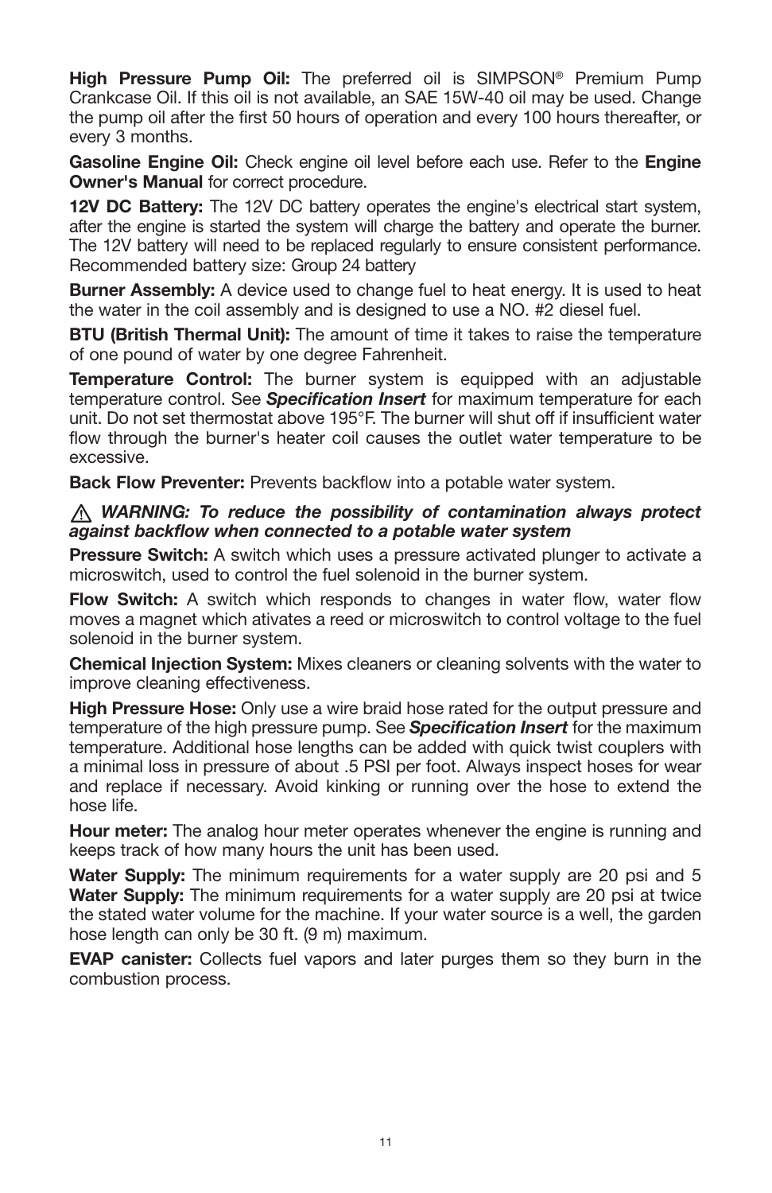**High Pressure Pump Oil:** The preferred oil is SIMPSON® Premium Pump Crankcase Oil. If this oil is not available, an SAE 15W-40 oil may be used. Change the pump oil after the first 50 hours of operation and every 100 hours thereafter, or every 3 months.

**Gasoline Engine Oil:** Check engine oil level before each use. Refer to the **Engine Owner's Manual** for correct procedure.

**12V DC Battery:** The 12V DC battery operates the engine's electrical start system, after the engine is started the system will charge the battery and operate the burner. The 12V battery will need to be replaced regularly to ensure consistent performance. Recommended battery size: Group 24 battery

**Burner Assembly:** A device used to change fuel to heat energy. It is used to heat the water in the coil assembly and is designed to use a NO. #2 diesel fuel.

**BTU (British Thermal Unit):** The amount of time it takes to raise the temperature of one pound of water by one degree Fahrenheit.

**Temperature Control:** The burner system is equipped with an adjustable temperature control. See ***Specification Insert*** for maximum temperature for each unit. Do not set thermostat above 195°F. The burner will shut off if insufficient water flow through the burner's heater coil causes the outlet water temperature to be excessive.

**Back Flow Preventer:** Prevents backflow into a potable water system.

⚠ ***WARNING: To reduce the possibility of contamination always protect against backflow when connected to a potable water system***

**Pressure Switch:** A switch which uses a pressure activated plunger to activate a microswitch, used to control the fuel solenoid in the burner system.

**Flow Switch:** A switch which responds to changes in water flow, water flow moves a magnet which ativates a reed or microswitch to control voltage to the fuel solenoid in the burner system.

**Chemical Injection System:** Mixes cleaners or cleaning solvents with the water to improve cleaning effectiveness.

**High Pressure Hose:** Only use a wire braid hose rated for the output pressure and temperature of the high pressure pump. See ***Specification Insert*** for the maximum temperature. Additional hose lengths can be added with quick twist couplers with a minimal loss in pressure of about .5 PSI per foot. Always inspect hoses for wear and replace if necessary. Avoid kinking or running over the hose to extend the hose life.

**Hour meter:** The analog hour meter operates whenever the engine is running and keeps track of how many hours the unit has been used.

**Water Supply:** The minimum requirements for a water supply are 20 psi and 5 **Water Supply:** The minimum requirements for a water supply are 20 psi at twice the stated water volume for the machine. If your water source is a well, the garden hose length can only be 30 ft. (9 m) maximum.

**EVAP canister:** Collects fuel vapors and later purges them so they burn in the combustion process.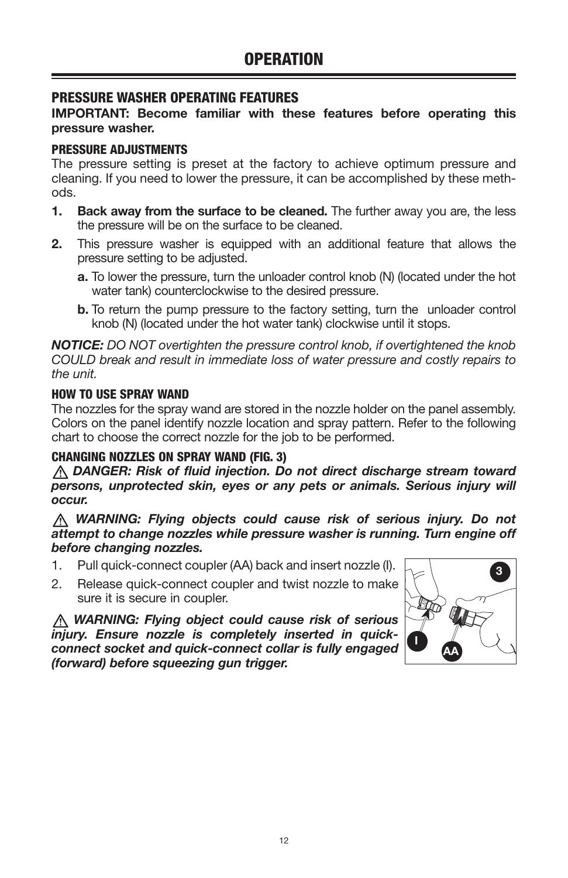# OPERATION

## PRESSURE WASHER OPERATING FEATURES

**IMPORTANT: Become familiar with these features before operating this pressure washer.**

### PRESSURE ADJUSTMENTS

The pressure setting is preset at the factory to achieve optimum pressure and cleaning. If you need to lower the pressure, it can be accomplished by these methods.

1. **Back away from the surface to be cleaned.** The further away you are, the less the pressure will be on the surface to be cleaned.
2. This pressure washer is equipped with an additional feature that allows the pressure setting to be adjusted.
   - **a.** To lower the pressure, turn the unloader control knob (N) (located under the hot water tank) counterclockwise to the desired pressure.
   - **b.** To return the pump pressure to the factory setting, turn the unloader control knob (N) (located under the hot water tank) clockwise until it stops.

***NOTICE:*** *DO NOT overtighten the pressure control knob, if overtightened the knob COULD break and result in immediate loss of water pressure and costly repairs to the unit.*

### HOW TO USE SPRAY WAND

The nozzles for the spray wand are stored in the nozzle holder on the panel assembly. Colors on the panel identify nozzle location and spray pattern. Refer to the following chart to choose the correct nozzle for the job to be performed.

### CHANGING NOZZLES ON SPRAY WAND (FIG. 3)

***⚠ DANGER: Risk of fluid injection. Do not direct discharge stream toward persons, unprotected skin, eyes or any pets or animals. Serious injury will occur.***

***⚠ WARNING: Flying objects could cause risk of serious injury. Do not attempt to change nozzles while pressure washer is running. Turn engine off before changing nozzles.***

1. Pull quick-connect coupler (AA) back and insert nozzle (I).
2. Release quick-connect coupler and twist nozzle to make sure it is secure in coupler.

***⚠ WARNING: Flying object could cause risk of serious injury. Ensure nozzle is completely inserted in quick-connect socket and quick-connect collar is fully engaged (forward) before squeezing gun trigger.***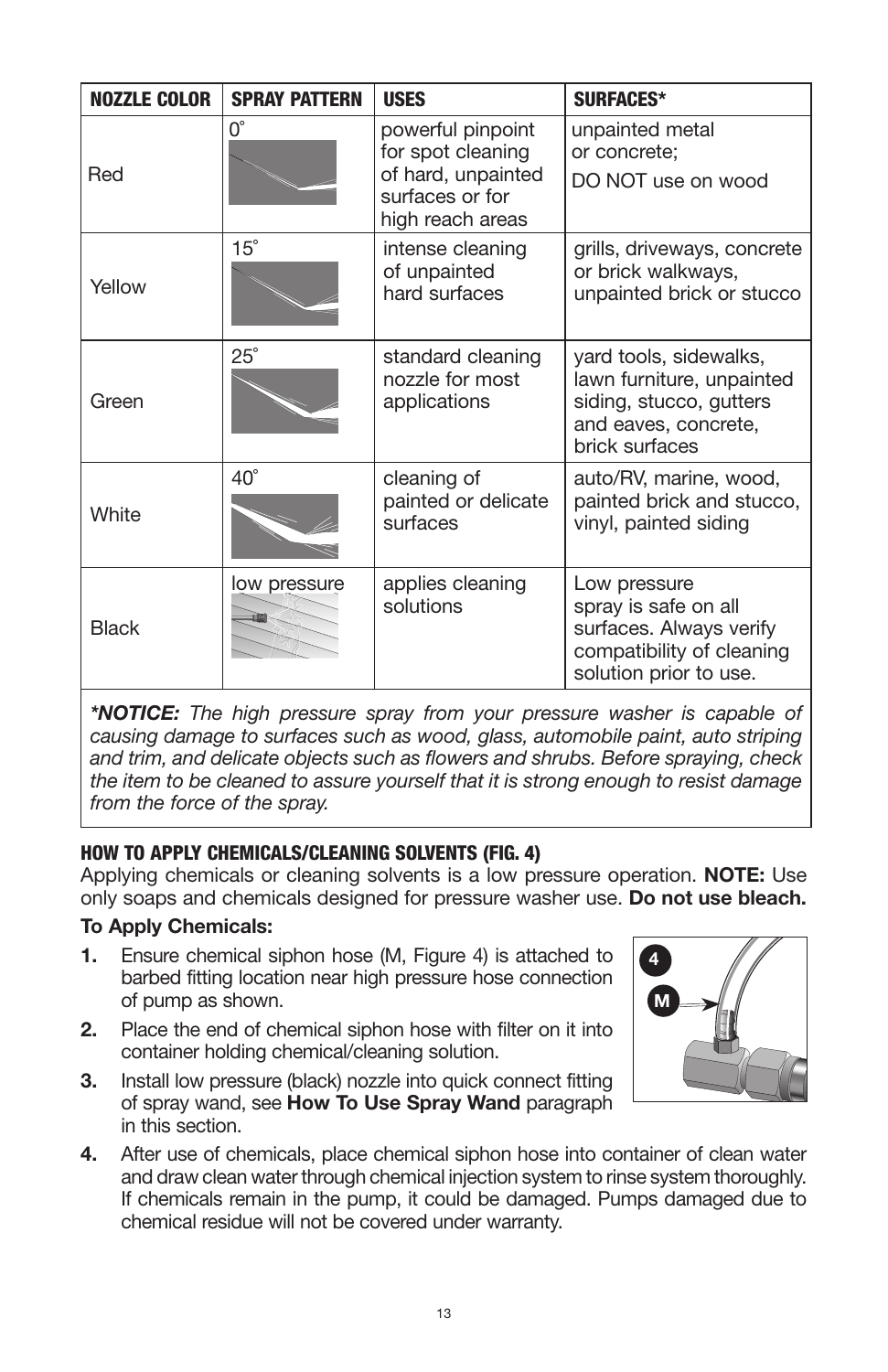| NOZZLE COLOR | SPRAY PATTERN | USES | SURFACES* |
|---|---|---|---|
| Red | 0° | powerful pinpoint for spot cleaning of hard, unpainted surfaces or for high reach areas | unpainted metal or concrete; DO NOT use on wood |
| Yellow | 15° | intense cleaning of unpainted hard surfaces | grills, driveways, concrete or brick walkways, unpainted brick or stucco |
| Green | 25° | standard cleaning nozzle for most applications | yard tools, sidewalks, lawn furniture, unpainted siding, stucco, gutters and eaves, concrete, brick surfaces |
| White | 40° | cleaning of painted or delicate surfaces | auto/RV, marine, wood, painted brick and stucco, vinyl, painted siding |
| Black | low pressure | applies cleaning solutions | Low pressure spray is safe on all surfaces. Always verify compatibility of cleaning solution prior to use. |

***NOTICE:** The high pressure spray from your pressure washer is capable of causing damage to surfaces such as wood, glass, automobile paint, auto striping and trim, and delicate objects such as flowers and shrubs. Before spraying, check the item to be cleaned to assure yourself that it is strong enough to resist damage from the force of the spray.*

### HOW TO APPLY CHEMICALS/CLEANING SOLVENTS (FIG. 4)

Applying chemicals or cleaning solvents is a low pressure operation. **NOTE:** Use only soaps and chemicals designed for pressure washer use. **Do not use bleach.**

**To Apply Chemicals:**

1. Ensure chemical siphon hose (M, Figure 4) is attached to barbed fitting location near high pressure hose connection of pump as shown.
2. Place the end of chemical siphon hose with filter on it into container holding chemical/cleaning solution.
3. Install low pressure (black) nozzle into quick connect fitting of spray wand, see **How To Use Spray Wand** paragraph in this section.
4. After use of chemicals, place chemical siphon hose into container of clean water and draw clean water through chemical injection system to rinse system thoroughly. If chemicals remain in the pump, it could be damaged. Pumps damaged due to chemical residue will not be covered under warranty.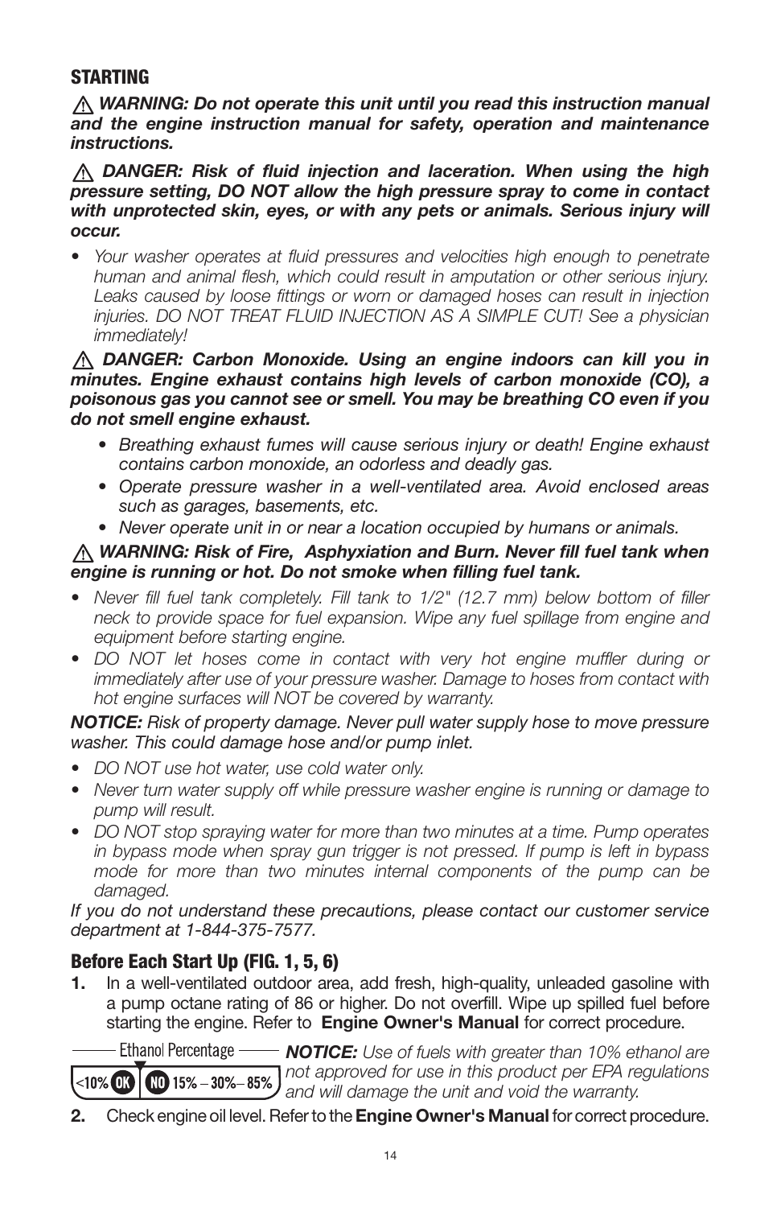## STARTING

⚠ ***WARNING: Do not operate this unit until you read this instruction manual and the engine instruction manual for safety, operation and maintenance instructions.***

⚠ ***DANGER: Risk of fluid injection and laceration. When using the high pressure setting, DO NOT allow the high pressure spray to come in contact with unprotected skin, eyes, or with any pets or animals. Serious injury will occur.***

- *Your washer operates at fluid pressures and velocities high enough to penetrate human and animal flesh, which could result in amputation or other serious injury. Leaks caused by loose fittings or worn or damaged hoses can result in injection injuries. DO NOT TREAT FLUID INJECTION AS A SIMPLE CUT! See a physician immediately!*

⚠ ***DANGER: Carbon Monoxide. Using an engine indoors can kill you in minutes. Engine exhaust contains high levels of carbon monoxide (CO), a poisonous gas you cannot see or smell. You may be breathing CO even if you do not smell engine exhaust.***

- *Breathing exhaust fumes will cause serious injury or death! Engine exhaust contains carbon monoxide, an odorless and deadly gas.*
- *Operate pressure washer in a well-ventilated area. Avoid enclosed areas such as garages, basements, etc.*
- *Never operate unit in or near a location occupied by humans or animals.*

⚠ ***WARNING: Risk of Fire, Asphyxiation and Burn. Never fill fuel tank when engine is running or hot. Do not smoke when filling fuel tank.***

- *Never fill fuel tank completely. Fill tank to 1/2" (12.7 mm) below bottom of filler neck to provide space for fuel expansion. Wipe any fuel spillage from engine and equipment before starting engine.*
- *DO NOT let hoses come in contact with very hot engine muffler during or immediately after use of your pressure washer. Damage to hoses from contact with hot engine surfaces will NOT be covered by warranty.*

***NOTICE:*** *Risk of property damage. Never pull water supply hose to move pressure washer. This could damage hose and/or pump inlet.*

- *DO NOT use hot water, use cold water only.*
- *Never turn water supply off while pressure washer engine is running or damage to pump will result.*
- *DO NOT stop spraying water for more than two minutes at a time. Pump operates in bypass mode when spray gun trigger is not pressed. If pump is left in bypass mode for more than two minutes internal components of the pump can be damaged.*

*If you do not understand these precautions, please contact our customer service department at 1-844-375-7577.*

### Before Each Start Up (FIG. 1, 5, 6)

**1.** In a well-ventilated outdoor area, add fresh, high-quality, unleaded gasoline with a pump octane rating of 86 or higher. Do not overfill. Wipe up spilled fuel before starting the engine. Refer to **Engine Owner's Manual** for correct procedure.

Ethanol Percentage: <10% OK | NO 15% – 30% – 85%

***NOTICE:*** *Use of fuels with greater than 10% ethanol are not approved for use in this product per EPA regulations and will damage the unit and void the warranty.*

**2.** Check engine oil level. Refer to the **Engine Owner's Manual** for correct procedure.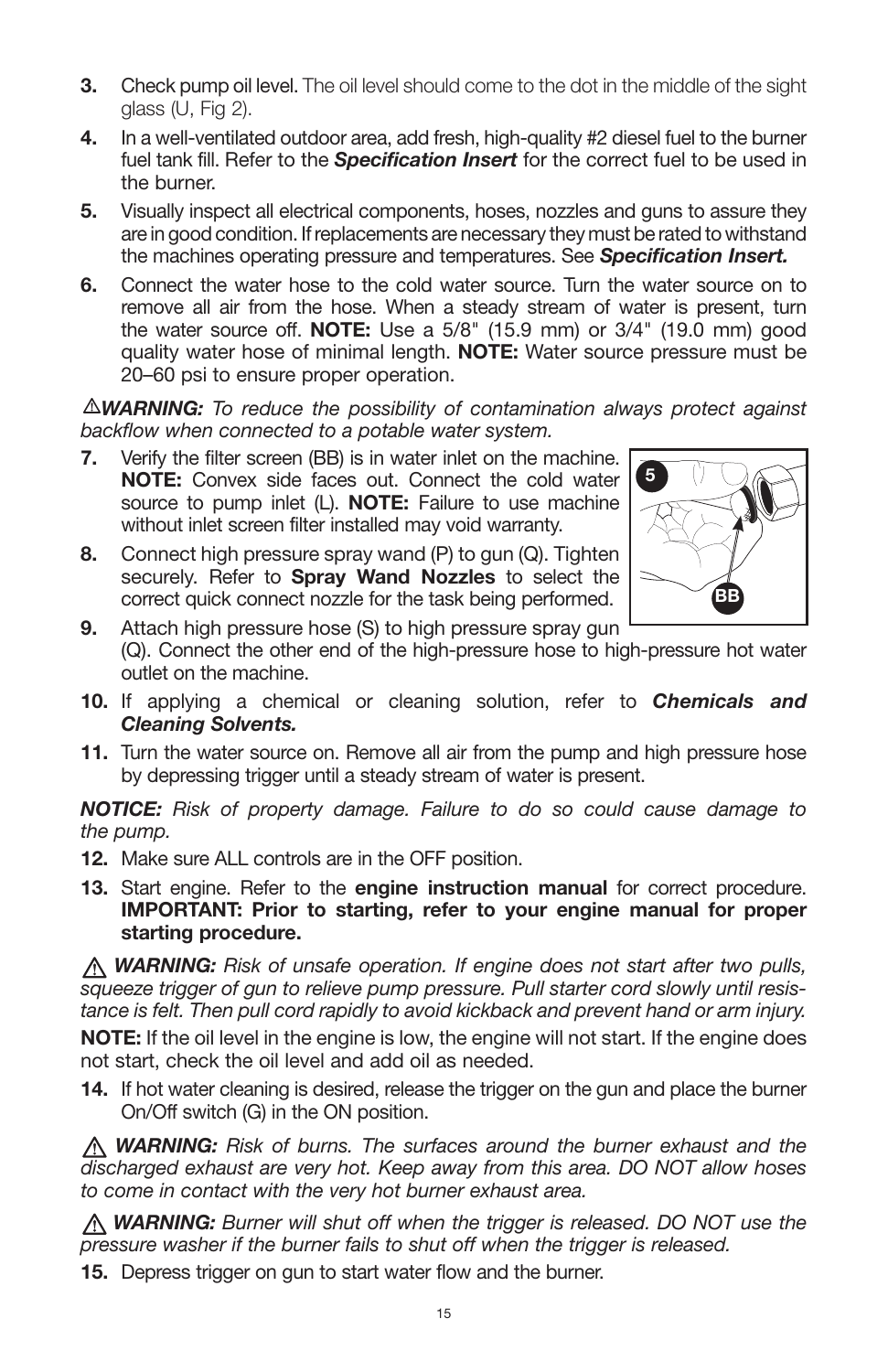**3.** Check pump oil level. The oil level should come to the dot in the middle of the sight glass (U, Fig 2).

**4.** In a well-ventilated outdoor area, add fresh, high-quality #2 diesel fuel to the burner fuel tank fill. Refer to the ***Specification Insert*** for the correct fuel to be used in the burner.

**5.** Visually inspect all electrical components, hoses, nozzles and guns to assure they are in good condition. If replacements are necessary they must be rated to withstand the machines operating pressure and temperatures. See ***Specification Insert.***

**6.** Connect the water hose to the cold water source. Turn the water source on to remove all air from the hose. When a steady stream of water is present, turn the water source off. **NOTE:** Use a 5/8" (15.9 mm) or 3/4" (19.0 mm) good quality water hose of minimal length. **NOTE:** Water source pressure must be 20–60 psi to ensure proper operation.

⚠***WARNING:*** *To reduce the possibility of contamination always protect against backflow when connected to a potable water system.*

**7.** Verify the filter screen (BB) is in water inlet on the machine. **NOTE:** Convex side faces out. Connect the cold water source to pump inlet (L). **NOTE:** Failure to use machine without inlet screen filter installed may void warranty.

**8.** Connect high pressure spray wand (P) to gun (Q). Tighten securely. Refer to **Spray Wand Nozzles** to select the correct quick connect nozzle for the task being performed.

**9.** Attach high pressure hose (S) to high pressure spray gun (Q). Connect the other end of the high-pressure hose to high-pressure hot water outlet on the machine.

**10.** If applying a chemical or cleaning solution, refer to ***Chemicals and Cleaning Solvents.***

**11.** Turn the water source on. Remove all air from the pump and high pressure hose by depressing trigger until a steady stream of water is present.

***NOTICE:*** *Risk of property damage. Failure to do so could cause damage to the pump.*

**12.** Make sure ALL controls are in the OFF position.

**13.** Start engine. Refer to the **engine instruction manual** for correct procedure. **IMPORTANT: Prior to starting, refer to your engine manual for proper starting procedure.**

⚠ ***WARNING:*** *Risk of unsafe operation. If engine does not start after two pulls, squeeze trigger of gun to relieve pump pressure. Pull starter cord slowly until resistance is felt. Then pull cord rapidly to avoid kickback and prevent hand or arm injury.*

**NOTE:** If the oil level in the engine is low, the engine will not start. If the engine does not start, check the oil level and add oil as needed.

**14.** If hot water cleaning is desired, release the trigger on the gun and place the burner On/Off switch (G) in the ON position.

⚠ ***WARNING:*** *Risk of burns. The surfaces around the burner exhaust and the discharged exhaust are very hot. Keep away from this area. DO NOT allow hoses to come in contact with the very hot burner exhaust area.*

⚠ ***WARNING:*** *Burner will shut off when the trigger is released. DO NOT use the pressure washer if the burner fails to shut off when the trigger is released.*

**15.** Depress trigger on gun to start water flow and the burner.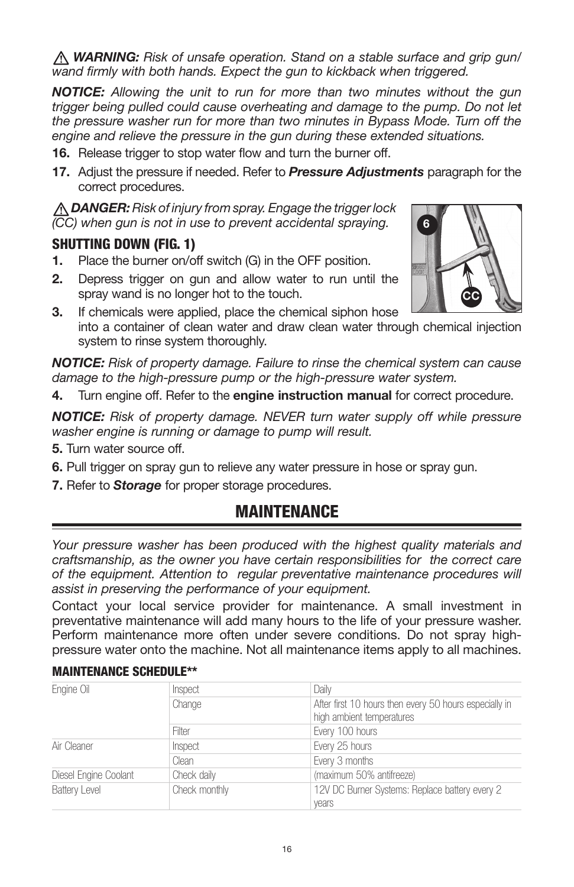⚠ ***WARNING:*** *Risk of unsafe operation. Stand on a stable surface and grip gun/ wand firmly with both hands. Expect the gun to kickback when triggered.*

***NOTICE:*** *Allowing the unit to run for more than two minutes without the gun trigger being pulled could cause overheating and damage to the pump. Do not let the pressure washer run for more than two minutes in Bypass Mode. Turn off the engine and relieve the pressure in the gun during these extended situations.*

**16.** Release trigger to stop water flow and turn the burner off.

**17.** Adjust the pressure if needed. Refer to ***Pressure Adjustments*** paragraph for the correct procedures.

⚠ ***DANGER:*** *Risk of injury from spray. Engage the trigger lock (CC) when gun is not in use to prevent accidental spraying.*

### SHUTTING DOWN (FIG. 1)

**1.** Place the burner on/off switch (G) in the OFF position.

**2.** Depress trigger on gun and allow water to run until the spray wand is no longer hot to the touch.

**3.** If chemicals were applied, place the chemical siphon hose into a container of clean water and draw clean water through chemical injection system to rinse system thoroughly.

***NOTICE:*** *Risk of property damage. Failure to rinse the chemical system can cause damage to the high-pressure pump or the high-pressure water system.*

**4.** Turn engine off. Refer to the **engine instruction manual** for correct procedure.

***NOTICE:*** *Risk of property damage. NEVER turn water supply off while pressure washer engine is running or damage to pump will result.*

**5.** Turn water source off.

**6.** Pull trigger on spray gun to relieve any water pressure in hose or spray gun.

**7.** Refer to ***Storage*** for proper storage procedures.

## MAINTENANCE

*Your pressure washer has been produced with the highest quality materials and craftsmanship, as the owner you have certain responsibilities for the correct care of the equipment. Attention to regular preventative maintenance procedures will assist in preserving the performance of your equipment.*

Contact your local service provider for maintenance. A small investment in preventative maintenance will add many hours to the life of your pressure washer. Perform maintenance more often under severe conditions. Do not spray high-pressure water onto the machine. Not all maintenance items apply to all machines.

### MAINTENANCE SCHEDULE**

| | | |
|---|---|---|
| Engine Oil | Inspect | Daily |
| | Change | After first 10 hours then every 50 hours especially in high ambient temperatures |
| | Filter | Every 100 hours |
| Air Cleaner | Inspect | Every 25 hours |
| | Clean | Every 3 months |
| Diesel Engine Coolant | Check daily | (maximum 50% antifreeze) |
| Battery Level | Check monthly | 12V DC Burner Systems: Replace battery every 2 years |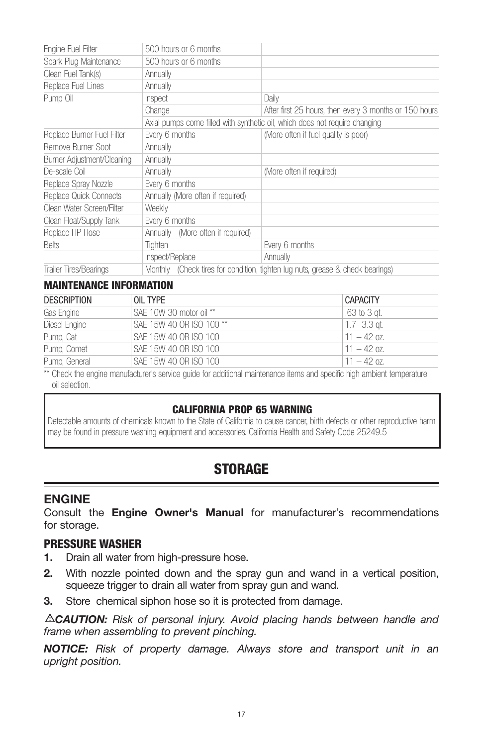| | | |
|---|---|---|
| Engine Fuel Filter | 500 hours or 6 months | |
| Spark Plug Maintenance | 500 hours or 6 months | |
| Clean Fuel Tank(s) | Annually | |
| Replace Fuel Lines | Annually | |
| Pump Oil | Inspect | Daily |
| | Change | After first 25 hours, then every 3 months or 150 hours |
| | Axial pumps come filled with synthetic oil, which does not require changing | |
| Replace Burner Fuel Filter | Every 6 months | (More often if fuel quality is poor) |
| Remove Burner Soot | Annually | |
| Burner Adjustment/Cleaning | Annually | |
| De-scale Coil | Annually | (More often if required) |
| Replace Spray Nozzle | Every 6 months | |
| Replace Quick Connects | Annually (More often if required) | |
| Clean Water Screen/Filter | Weekly | |
| Clean Float/Supply Tank | Every 6 months | |
| Replace HP Hose | Annually (More often if required) | |
| Belts | Tighten | Every 6 months |
| | Inspect/Replace | Annually |
| Trailer Tires/Bearings | Monthly (Check tires for condition, tighten lug nuts, grease & check bearings) | |

### MAINTENANCE INFORMATION

| DESCRIPTION | OIL TYPE | CAPACITY |
|---|---|---|
| Gas Engine | SAE 10W 30 motor oil ** | .63 to 3 qt. |
| Diesel Engine | SAE 15W 40 OR ISO 100 ** | 1.7- 3.3 qt. |
| Pump, Cat | SAE 15W 40 OR ISO 100 | 11 – 42 oz. |
| Pump, Comet | SAE 15W 40 OR ISO 100 | 11 – 42 oz. |
| Pump, General | SAE 15W 40 OR ISO 100 | 11 – 42 oz. |

** Check the engine manufacturer's service guide for additional maintenance items and specific high ambient temperature oil selection.

**CALIFORNIA PROP 65 WARNING**

Detectable amounts of chemicals known to the State of California to cause cancer, birth defects or other reproductive harm may be found in pressure washing equipment and accessories. California Health and Safety Code 25249.5

# STORAGE

## ENGINE

Consult the **Engine Owner's Manual** for manufacturer's recommendations for storage.

## PRESSURE WASHER

1. Drain all water from high-pressure hose.
2. With nozzle pointed down and the spray gun and wand in a vertical position, squeeze trigger to drain all water from spray gun and wand.
3. Store chemical siphon hose so it is protected from damage.

⚠***CAUTION:*** *Risk of personal injury. Avoid placing hands between handle and frame when assembling to prevent pinching.*

***NOTICE:*** *Risk of property damage. Always store and transport unit in an upright position.*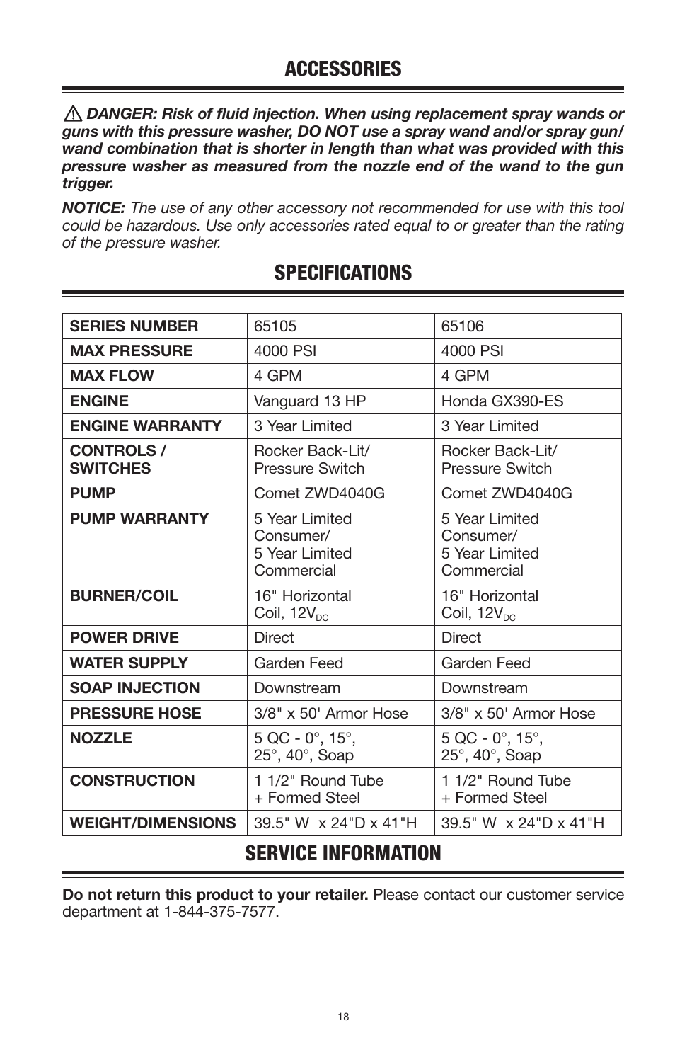# ACCESSORIES

⚠ ***DANGER: Risk of fluid injection. When using replacement spray wands or guns with this pressure washer, DO NOT use a spray wand and/or spray gun/wand combination that is shorter in length than what was provided with this pressure washer as measured from the nozzle end of the wand to the gun trigger.***

***NOTICE:*** *The use of any other accessory not recommended for use with this tool could be hazardous. Use only accessories rated equal to or greater than the rating of the pressure washer.*

# SPECIFICATIONS

| **SERIES NUMBER** | 65105 | 65106 |
|---|---|---|
| **MAX PRESSURE** | 4000 PSI | 4000 PSI |
| **MAX FLOW** | 4 GPM | 4 GPM |
| **ENGINE** | Vanguard 13 HP | Honda GX390-ES |
| **ENGINE WARRANTY** | 3 Year Limited | 3 Year Limited |
| **CONTROLS / SWITCHES** | Rocker Back-Lit/ Pressure Switch | Rocker Back-Lit/ Pressure Switch |
| **PUMP** | Comet ZWD4040G | Comet ZWD4040G |
| **PUMP WARRANTY** | 5 Year Limited Consumer/ 5 Year Limited Commercial | 5 Year Limited Consumer/ 5 Year Limited Commercial |
| **BURNER/COIL** | 16" Horizontal Coil, $12V_{DC}$ | 16" Horizontal Coil, $12V_{DC}$ |
| **POWER DRIVE** | Direct | Direct |
| **WATER SUPPLY** | Garden Feed | Garden Feed |
| **SOAP INJECTION** | Downstream | Downstream |
| **PRESSURE HOSE** | 3/8" x 50' Armor Hose | 3/8" x 50' Armor Hose |
| **NOZZLE** | 5 QC - 0°, 15°, 25°, 40°, Soap | 5 QC - 0°, 15°, 25°, 40°, Soap |
| **CONSTRUCTION** | 1 1/2" Round Tube + Formed Steel | 1 1/2" Round Tube + Formed Steel |
| **WEIGHT/DIMENSIONS** | 39.5" W x 24"D x 41"H | 39.5" W x 24"D x 41"H |

# SERVICE INFORMATION

**Do not return this product to your retailer.** Please contact our customer service department at 1-844-375-7577.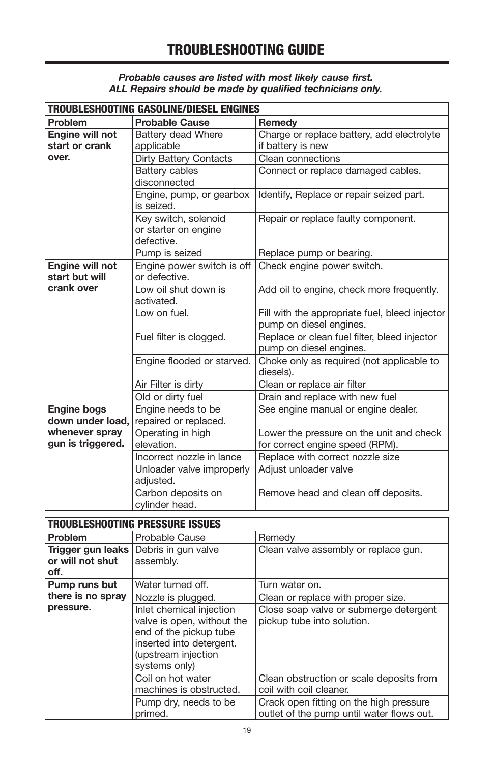# TROUBLESHOOTING GUIDE

***Probable causes are listed with most likely cause first.***
***ALL Repairs should be made by qualified technicians only.***

| TROUBLESHOOTING GASOLINE/DIESEL ENGINES | | |
|---|---|---|
| **Problem** | **Probable Cause** | **Remedy** |
| **Engine will not start or crank over.** | Battery dead Where applicable | Charge or replace battery, add electrolyte if battery is new |
| | Dirty Battery Contacts | Clean connections |
| | Battery cables disconnected | Connect or replace damaged cables. |
| | Engine, pump, or gearbox is seized. | Identify, Replace or repair seized part. |
| | Key switch, solenoid or starter on engine defective. | Repair or replace faulty component. |
| | Pump is seized | Replace pump or bearing. |
| **Engine will not start but will crank over** | Engine power switch is off or defective. | Check engine power switch. |
| | Low oil shut down is activated. | Add oil to engine, check more frequently. |
| | Low on fuel. | Fill with the appropriate fuel, bleed injector pump on diesel engines. |
| | Fuel filter is clogged. | Replace or clean fuel filter, bleed injector pump on diesel engines. |
| | Engine flooded or starved. | Choke only as required (not applicable to diesels). |
| | Air Filter is dirty | Clean or replace air filter |
| | Old or dirty fuel | Drain and replace with new fuel |
| **Engine bogs down under load, whenever spray gun is triggered.** | Engine needs to be repaired or replaced. | See engine manual or engine dealer. |
| | Operating in high elevation. | Lower the pressure on the unit and check for correct engine speed (RPM). |
| | Incorrect nozzle in lance | Replace with correct nozzle size |
| | Unloader valve improperly adjusted. | Adjust unloader valve |
| | Carbon deposits on cylinder head. | Remove head and clean off deposits. |

| TROUBLESHOOTING PRESSURE ISSUES | | |
|---|---|---|
| **Problem** | Probable Cause | Remedy |
| **Trigger gun leaks or will not shut off.** | Debris in gun valve assembly. | Clean valve assembly or replace gun. |
| **Pump runs but there is no spray pressure.** | Water turned off. | Turn water on. |
| | Nozzle is plugged. | Clean or replace with proper size. |
| | Inlet chemical injection valve is open, without the end of the pickup tube inserted into detergent. (upstream injection systems only) | Close soap valve or submerge detergent pickup tube into solution. |
| | Coil on hot water machines is obstructed. | Clean obstruction or scale deposits from coil with coil cleaner. |
| | Pump dry, needs to be primed. | Crack open fitting on the high pressure outlet of the pump until water flows out. |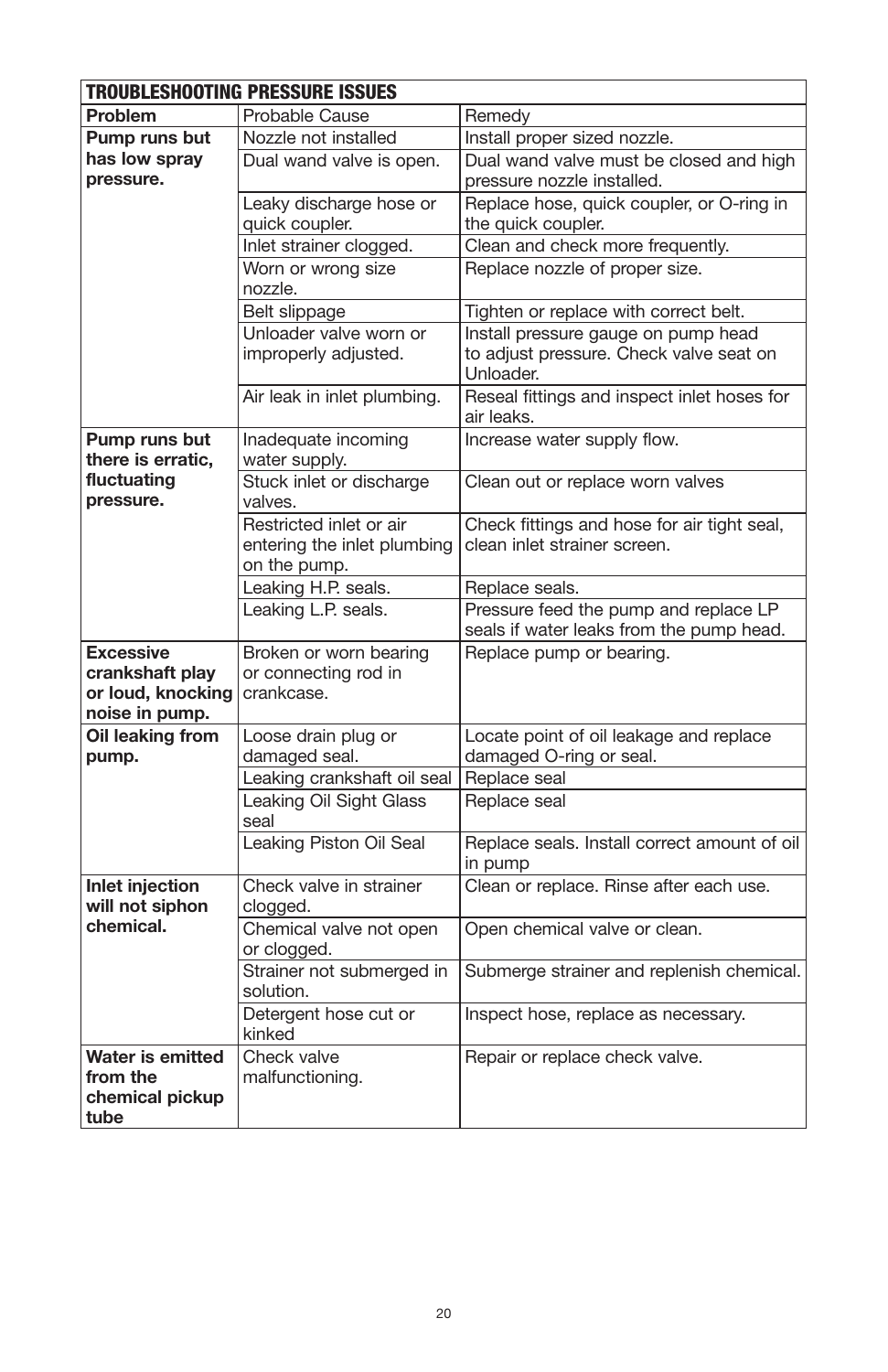| TROUBLESHOOTING PRESSURE ISSUES | | |
|---|---|---|
| **Problem** | Probable Cause | Remedy |
| **Pump runs but has low spray pressure.** | Nozzle not installed | Install proper sized nozzle. |
| | Dual wand valve is open. | Dual wand valve must be closed and high pressure nozzle installed. |
| | Leaky discharge hose or quick coupler. | Replace hose, quick coupler, or O-ring in the quick coupler. |
| | Inlet strainer clogged. | Clean and check more frequently. |
| | Worn or wrong size nozzle. | Replace nozzle of proper size. |
| | Belt slippage | Tighten or replace with correct belt. |
| | Unloader valve worn or improperly adjusted. | Install pressure gauge on pump head to adjust pressure. Check valve seat on Unloader. |
| | Air leak in inlet plumbing. | Reseal fittings and inspect inlet hoses for air leaks. |
| **Pump runs but there is erratic, fluctuating pressure.** | Inadequate incoming water supply. | Increase water supply flow. |
| | Stuck inlet or discharge valves. | Clean out or replace worn valves |
| | Restricted inlet or air entering the inlet plumbing on the pump. | Check fittings and hose for air tight seal, clean inlet strainer screen. |
| | Leaking H.P. seals. | Replace seals. |
| | Leaking L.P. seals. | Pressure feed the pump and replace LP seals if water leaks from the pump head. |
| **Excessive crankshaft play or loud, knocking noise in pump.** | Broken or worn bearing or connecting rod in crankcase. | Replace pump or bearing. |
| **Oil leaking from pump.** | Loose drain plug or damaged seal. | Locate point of oil leakage and replace damaged O-ring or seal. |
| | Leaking crankshaft oil seal | Replace seal |
| | Leaking Oil Sight Glass seal | Replace seal |
| | Leaking Piston Oil Seal | Replace seals. Install correct amount of oil in pump |
| **Inlet injection will not siphon chemical.** | Check valve in strainer clogged. | Clean or replace. Rinse after each use. |
| | Chemical valve not open or clogged. | Open chemical valve or clean. |
| | Strainer not submerged in solution. | Submerge strainer and replenish chemical. |
| | Detergent hose cut or kinked | Inspect hose, replace as necessary. |
| **Water is emitted from the chemical pickup tube** | Check valve malfunctioning. | Repair or replace check valve. |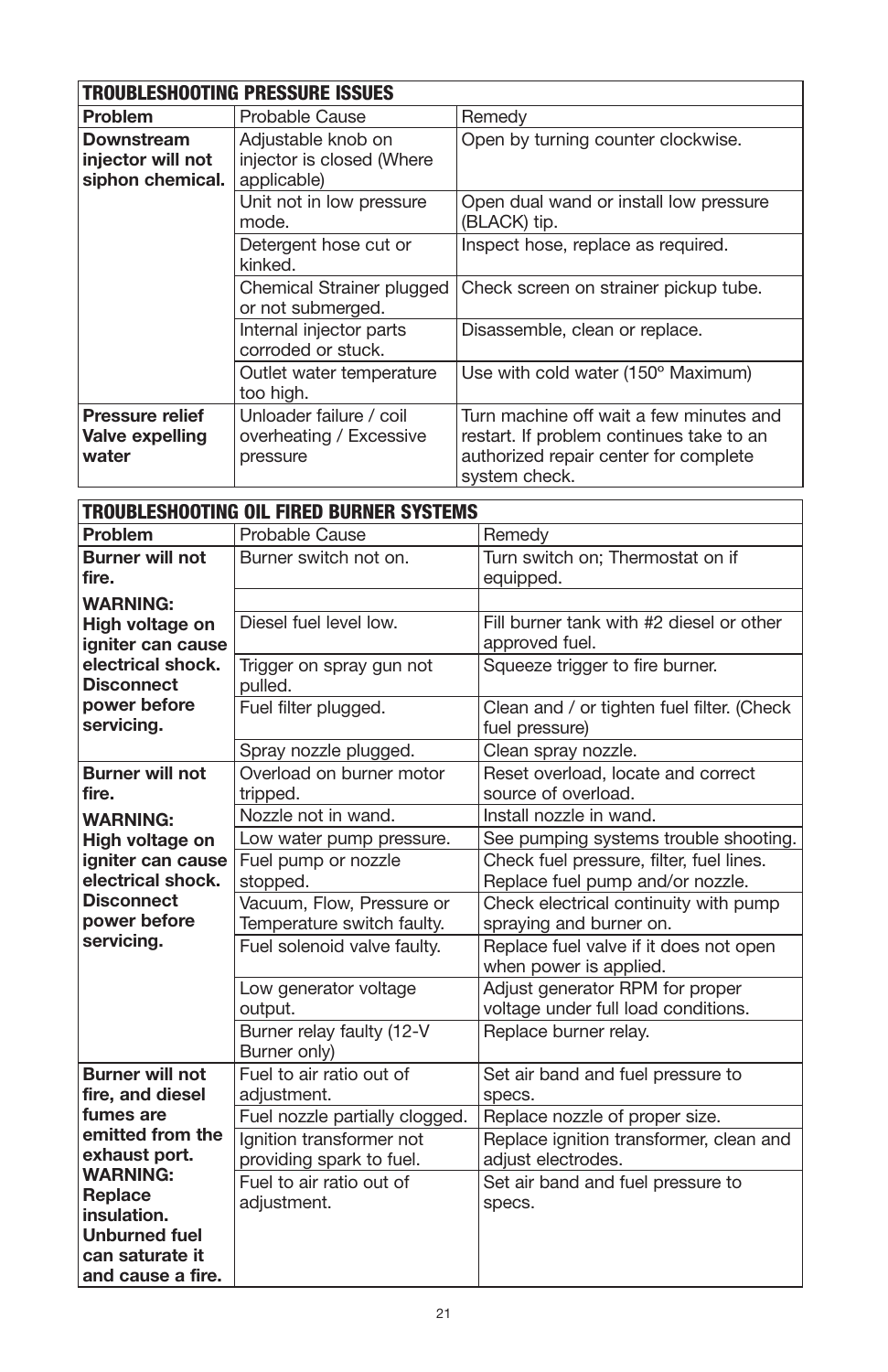| TROUBLESHOOTING PRESSURE ISSUES | | |
|---|---|---|
| **Problem** | Probable Cause | Remedy |
| **Downstream injector will not siphon chemical.** | Adjustable knob on injector is closed (Where applicable) | Open by turning counter clockwise. |
| | Unit not in low pressure mode. | Open dual wand or install low pressure (BLACK) tip. |
| | Detergent hose cut or kinked. | Inspect hose, replace as required. |
| | Chemical Strainer plugged or not submerged. | Check screen on strainer pickup tube. |
| | Internal injector parts corroded or stuck. | Disassemble, clean or replace. |
| | Outlet water temperature too high. | Use with cold water (150º Maximum) |
| **Pressure relief Valve expelling water** | Unloader failure / coil overheating / Excessive pressure | Turn machine off wait a few minutes and restart. If problem continues take to an authorized repair center for complete system check. |

| TROUBLESHOOTING OIL FIRED BURNER SYSTEMS | | |
|---|---|---|
| **Problem** | Probable Cause | Remedy |
| **Burner will not fire.** **WARNING: High voltage on igniter can cause electrical shock. Disconnect power before servicing.** | Burner switch not on. | Turn switch on; Thermostat on if equipped. |
| | | |
| | Diesel fuel level low. | Fill burner tank with #2 diesel or other approved fuel. |
| | Trigger on spray gun not pulled. | Squeeze trigger to fire burner. |
| | Fuel filter plugged. | Clean and / or tighten fuel filter. (Check fuel pressure) |
| | Spray nozzle plugged. | Clean spray nozzle. |
| **Burner will not fire.** **WARNING: High voltage on igniter can cause electrical shock. Disconnect power before servicing.** | Overload on burner motor tripped. | Reset overload, locate and correct source of overload. |
| | Nozzle not in wand. | Install nozzle in wand. |
| | Low water pump pressure. | See pumping systems trouble shooting. |
| | Fuel pump or nozzle stopped. | Check fuel pressure, filter, fuel lines. Replace fuel pump and/or nozzle. |
| | Vacuum, Flow, Pressure or Temperature switch faulty. | Check electrical continuity with pump spraying and burner on. |
| | Fuel solenoid valve faulty. | Replace fuel valve if it does not open when power is applied. |
| | Low generator voltage output. | Adjust generator RPM for proper voltage under full load conditions. |
| | Burner relay faulty (12-V Burner only) | Replace burner relay. |
| **Burner will not fire, and diesel fumes are emitted from the exhaust port.** **WARNING: Replace insulation. Unburned fuel can saturate it and cause a fire.** | Fuel to air ratio out of adjustment. | Set air band and fuel pressure to specs. |
| | Fuel nozzle partially clogged. | Replace nozzle of proper size. |
| | Ignition transformer not providing spark to fuel. | Replace ignition transformer, clean and adjust electrodes. |
| | Fuel to air ratio out of adjustment. | Set air band and fuel pressure to specs. |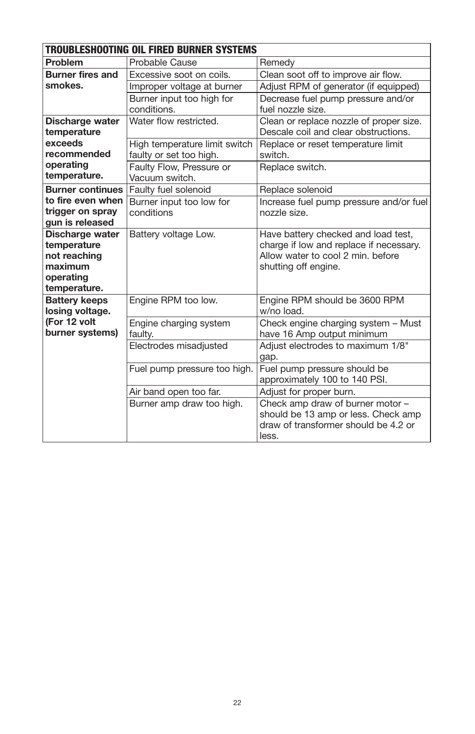| TROUBLESHOOTING OIL FIRED BURNER SYSTEMS | | |
|---|---|---|
| **Problem** | Probable Cause | Remedy |
| **Burner fires and smokes.** | Excessive soot on coils. | Clean soot off to improve air flow. |
| | Improper voltage at burner | Adjust RPM of generator (if equipped) |
| | Burner input too high for conditions. | Decrease fuel pump pressure and/or fuel nozzle size. |
| **Discharge water temperature exceeds recommended operating temperature.** | Water flow restricted. | Clean or replace nozzle of proper size. Descale coil and clear obstructions. |
| | High temperature limit switch faulty or set too high. | Replace or reset temperature limit switch. |
| | Faulty Flow, Pressure or Vacuum switch. | Replace switch. |
| **Burner continues to fire even when trigger on spray gun is released** | Faulty fuel solenoid | Replace solenoid |
| | Burner input too low for conditions | Increase fuel pump pressure and/or fuel nozzle size. |
| **Discharge water temperature not reaching maximum operating temperature.** | Battery voltage Low. | Have battery checked and load test, charge if low and replace if necessary. Allow water to cool 2 min. before shutting off engine. |
| **Battery keeps losing voltage. (For 12 volt burner systems)** | Engine RPM too low. | Engine RPM should be 3600 RPM w/no load. |
| | Engine charging system faulty. | Check engine charging system – Must have 16 Amp output minimum |
| | Electrodes misadjusted | Adjust electrodes to maximum 1/8" gap. |
| | Fuel pump pressure too high. | Fuel pump pressure should be approximately 100 to 140 PSI. |
| | Air band open too far. | Adjust for proper burn. |
| | Burner amp draw too high. | Check amp draw of burner motor – should be 13 amp or less. Check amp draw of transformer should be 4.2 or less. |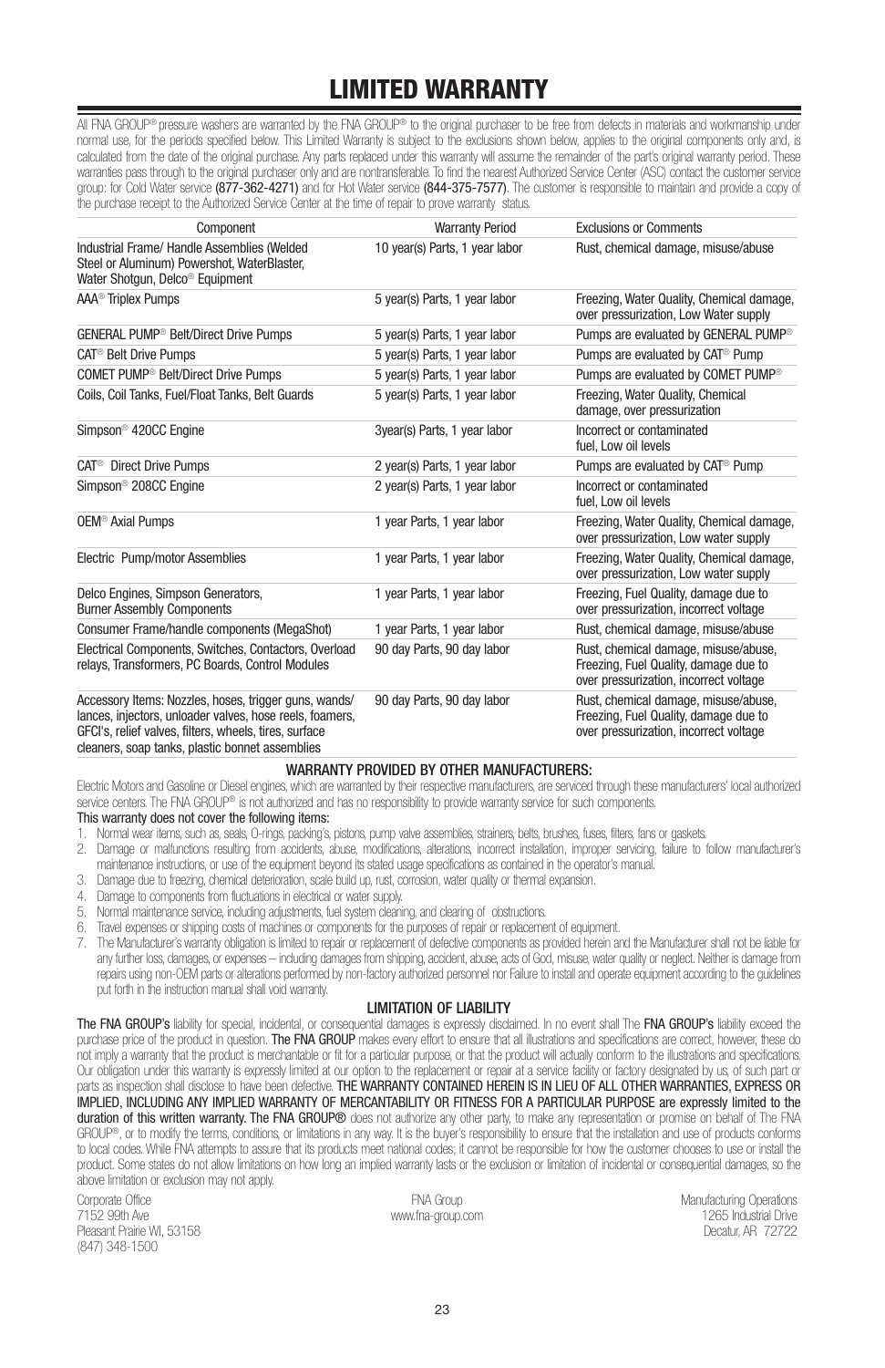# LIMITED WARRANTY

All FNA GROUP® pressure washers are warranted by the FNA GROUP® to the original purchaser to be free from defects in materials and workmanship under normal use, for the periods specified below. This Limited Warranty is subject to the exclusions shown below, applies to the original components only and, is calculated from the date of the original purchase. Any parts replaced under this warranty will assume the remainder of the part's original warranty period. These warranties pass through to the original purchaser only and are nontransferable. To find the nearest Authorized Service Center (ASC) contact the customer service group: for Cold Water service **(877-362-4271)** and for Hot Water service **(844-375-7577)**. The customer is responsible to maintain and provide a copy of the purchase receipt to the Authorized Service Center at the time of repair to prove warranty status.

| Component | Warranty Period | Exclusions or Comments |
|---|---|---|
| Industrial Frame/ Handle Assemblies (Welded Steel or Aluminum) Powershot, WaterBlaster, Water Shotgun, Delco® Equipment | 10 year(s) Parts, 1 year labor | Rust, chemical damage, misuse/abuse |
| AAA® Triplex Pumps | 5 year(s) Parts, 1 year labor | Freezing, Water Quality, Chemical damage, over pressurization, Low Water supply |
| GENERAL PUMP® Belt/Direct Drive Pumps | 5 year(s) Parts, 1 year labor | Pumps are evaluated by GENERAL PUMP® |
| CAT® Belt Drive Pumps | 5 year(s) Parts, 1 year labor | Pumps are evaluated by CAT® Pump |
| COMET PUMP® Belt/Direct Drive Pumps | 5 year(s) Parts, 1 year labor | Pumps are evaluated by COMET PUMP® |
| Coils, Coil Tanks, Fuel/Float Tanks, Belt Guards | 5 year(s) Parts, 1 year labor | Freezing, Water Quality, Chemical damage, over pressurization |
| Simpson® 420CC Engine | 3year(s) Parts, 1 year labor | Incorrect or contaminated fuel, Low oil levels |
| CAT® Direct Drive Pumps | 2 year(s) Parts, 1 year labor | Pumps are evaluated by CAT® Pump |
| Simpson® 208CC Engine | 2 year(s) Parts, 1 year labor | Incorrect or contaminated fuel, Low oil levels |
| OEM® Axial Pumps | 1 year Parts, 1 year labor | Freezing, Water Quality, Chemical damage, over pressurization, Low water supply |
| Electric Pump/motor Assemblies | 1 year Parts, 1 year labor | Freezing, Water Quality, Chemical damage, over pressurization, Low water supply |
| Delco Engines, Simpson Generators, Burner Assembly Components | 1 year Parts, 1 year labor | Freezing, Fuel Quality, damage due to over pressurization, incorrect voltage |
| Consumer Frame/handle components (MegaShot) | 1 year Parts, 1 year labor | Rust, chemical damage, misuse/abuse |
| Electrical Components, Switches, Contactors, Overload relays, Transformers, PC Boards, Control Modules | 90 day Parts, 90 day labor | Rust, chemical damage, misuse/abuse, Freezing, Fuel Quality, damage due to over pressurization, incorrect voltage |
| Accessory Items: Nozzles, hoses, trigger guns, wands/ lances, injectors, unloader valves, hose reels, foamers, GFCI's, relief valves, filters, wheels, tires, surface cleaners, soap tanks, plastic bonnet assemblies | 90 day Parts, 90 day labor | Rust, chemical damage, misuse/abuse, Freezing, Fuel Quality, damage due to over pressurization, incorrect voltage |

### WARRANTY PROVIDED BY OTHER MANUFACTURERS:

Electric Motors and Gasoline or Diesel engines, which are warranted by their respective manufacturers, are serviced through these manufacturers' local authorized service centers. The FNA GROUP® is not authorized and has no responsibility to provide warranty service for such components.

This warranty does not cover the following items:

1. Normal wear items, such as, seals, O-rings, packing's, pistons, pump valve assemblies, strainers, belts, brushes, fuses, filters, fans or gaskets.
2. Damage or malfunctions resulting from accidents, abuse, modifications, alterations, incorrect installation, improper servicing, failure to follow manufacturer's maintenance instructions, or use of the equipment beyond its stated usage specifications as contained in the operator's manual.
3. Damage due to freezing, chemical deterioration, scale build up, rust, corrosion, water quality or thermal expansion.
4. Damage to components from fluctuations in electrical or water supply.
5. Normal maintenance service, including adjustments, fuel system cleaning, and clearing of obstructions.
6. Travel expenses or shipping costs of machines or components for the purposes of repair or replacement of equipment.
7. The Manufacturer's warranty obligation is limited to repair or replacement of defective components as provided herein and the Manufacturer shall not be liable for any further loss, damages, or expenses – including damages from shipping, accident, abuse, acts of God, misuse, water quality or neglect. Neither is damage from repairs using non-OEM parts or alterations performed by non-factory authorized personnel nor Failure to install and operate equipment according to the guidelines put forth in the instruction manual shall void warranty.

### LIMITATION OF LIABILITY

**The FNA GROUP's** liability for special, incidental, or consequential damages is expressly disclaimed. In no event shall The **FNA GROUP's** liability exceed the purchase price of the product in question. **The FNA GROUP** makes every effort to ensure that all illustrations and specifications are correct, however, these do not imply a warranty that the product is merchantable or fit for a particular purpose, or that the product will actually conform to the illustrations and specifications. Our obligation under this warranty is expressly limited at our option to the replacement or repair at a service facility or factory designated by us, of such part or parts as inspection shall disclose to have been defective. **THE WARRANTY CONTAINED HEREIN IS IN LIEU OF ALL OTHER WARRANTIES, EXPRESS OR IMPLIED, INCLUDING ANY IMPLIED WARRANTY OF MERCANTABILITY OR FITNESS FOR A PARTICULAR PURPOSE are expressly limited to the duration of this written warranty. The FNA GROUP®** does not authorize any other party, to make any representation or promise on behalf of The FNA GROUP®, or to modify the terms, conditions, or limitations in any way. It is the buyer's responsibility to ensure that the installation and use of products conforms to local codes. While FNA attempts to assure that its products meet national codes; it cannot be responsible for how the customer chooses to use or install the product. Some states do not allow limitations on how long an implied warranty lasts or the exclusion or limitation of incidental or consequential damages, so the above limitation or exclusion may not apply.

Corporate Office
7152 99th Ave
Pleasant Prairie WI, 53158
(847) 348-1500

FNA Group
www.fna-group.com

Manufacturing Operations
1265 Industrial Drive
Decatur, AR 72722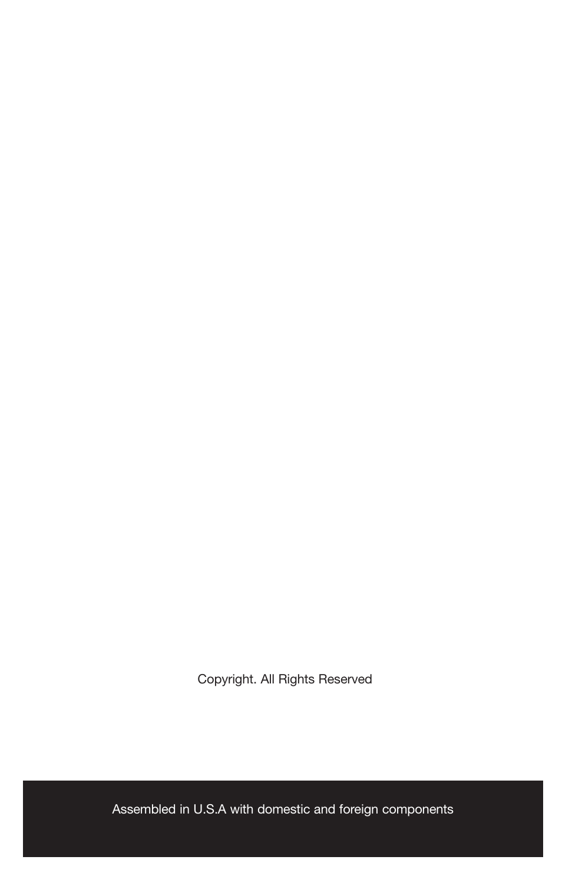Copyright. All Rights Reserved

Assembled in U.S.A with domestic and foreign components